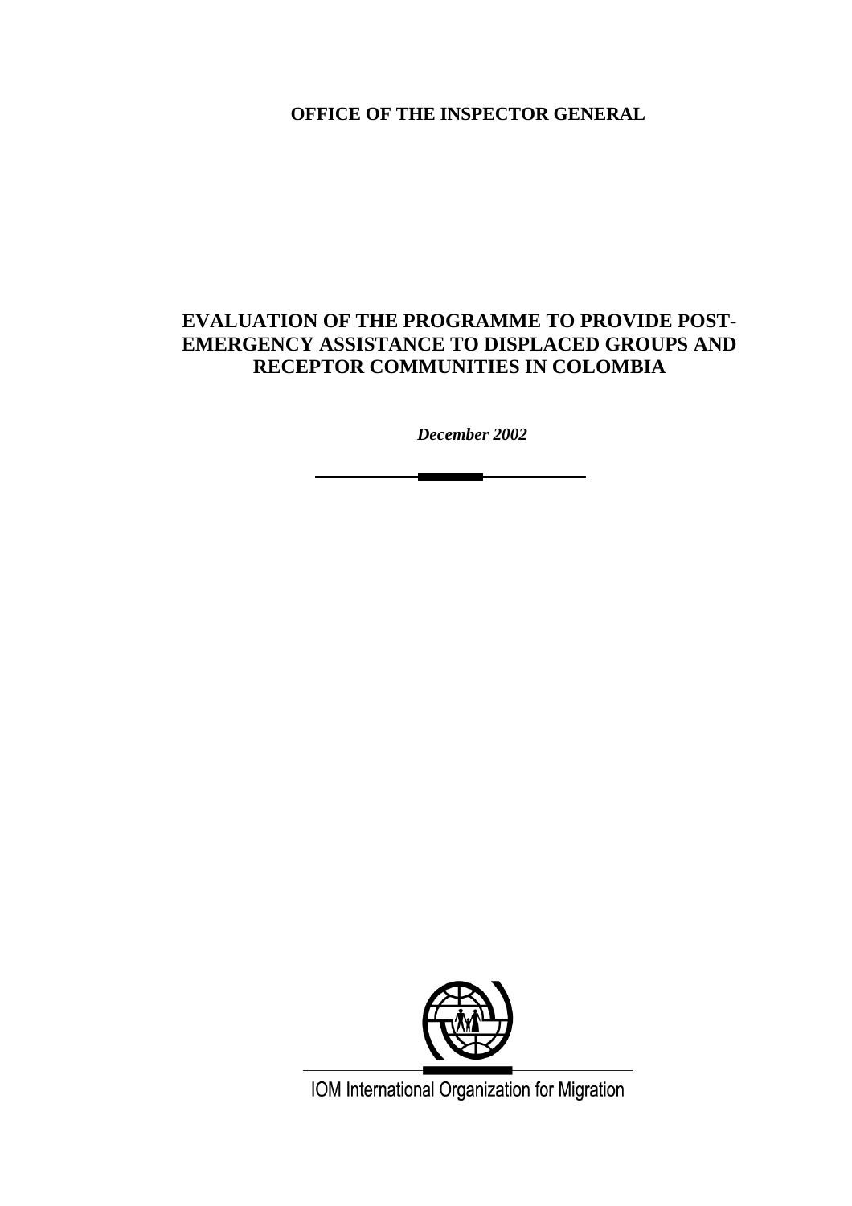**OFFICE OF THE INSPECTOR GENERAL**

# EVALUATION OF THE PROGRAMME TO PROVIDE POST-EMERGENCY ASSISTANCE TO DISPLACED GROUPS AND RECEPTOR COMMUNITIES IN COLOMBIA

***December 2002***

IOM International Organization for Migration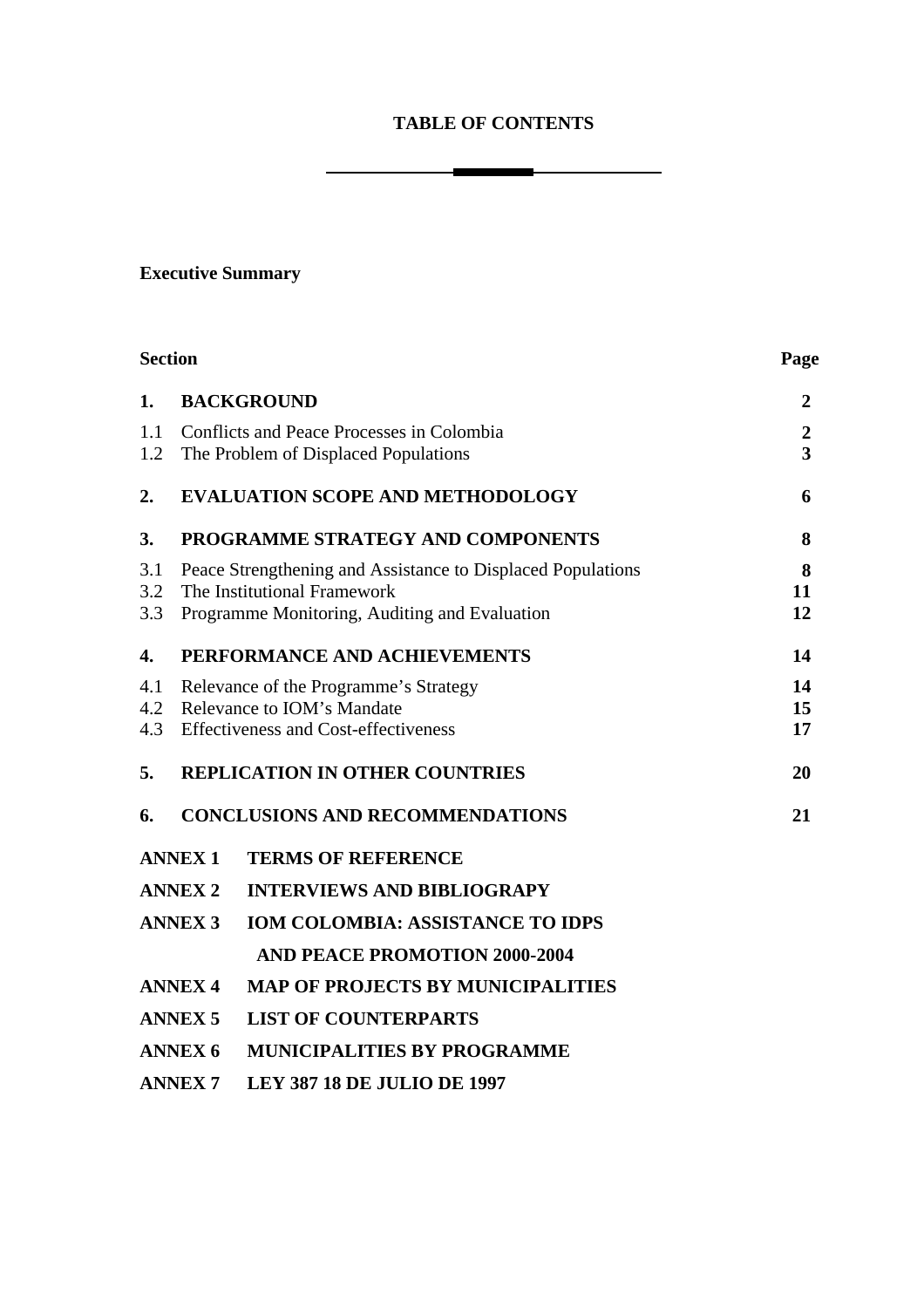# TABLE OF CONTENTS

**Executive Summary**

| Section | | Page |
|---|---|---|
| **1.** | **BACKGROUND** | **2** |
| 1.1 | Conflicts and Peace Processes in Colombia | **2** |
| 1.2 | The Problem of Displaced Populations | **3** |
| **2.** | **EVALUATION SCOPE AND METHODOLOGY** | **6** |
| **3.** | **PROGRAMME STRATEGY AND COMPONENTS** | **8** |
| 3.1 | Peace Strengthening and Assistance to Displaced Populations | **8** |
| 3.2 | The Institutional Framework | **11** |
| 3.3 | Programme Monitoring, Auditing and Evaluation | **12** |
| **4.** | **PERFORMANCE AND ACHIEVEMENTS** | **14** |
| 4.1 | Relevance of the Programme's Strategy | **14** |
| 4.2 | Relevance to IOM's Mandate | **15** |
| 4.3 | Effectiveness and Cost-effectiveness | **17** |
| **5.** | **REPLICATION IN OTHER COUNTRIES** | **20** |
| **6.** | **CONCLUSIONS AND RECOMMENDATIONS** | **21** |

**ANNEX 1 TERMS OF REFERENCE**

**ANNEX 2 INTERVIEWS AND BIBLIOGRAPY**

**ANNEX 3 IOM COLOMBIA: ASSISTANCE TO IDPS AND PEACE PROMOTION 2000-2004**

**ANNEX 4 MAP OF PROJECTS BY MUNICIPALITIES**

**ANNEX 5 LIST OF COUNTERPARTS**

**ANNEX 6 MUNICIPALITIES BY PROGRAMME**

**ANNEX 7 LEY 387 18 DE JULIO DE 1997**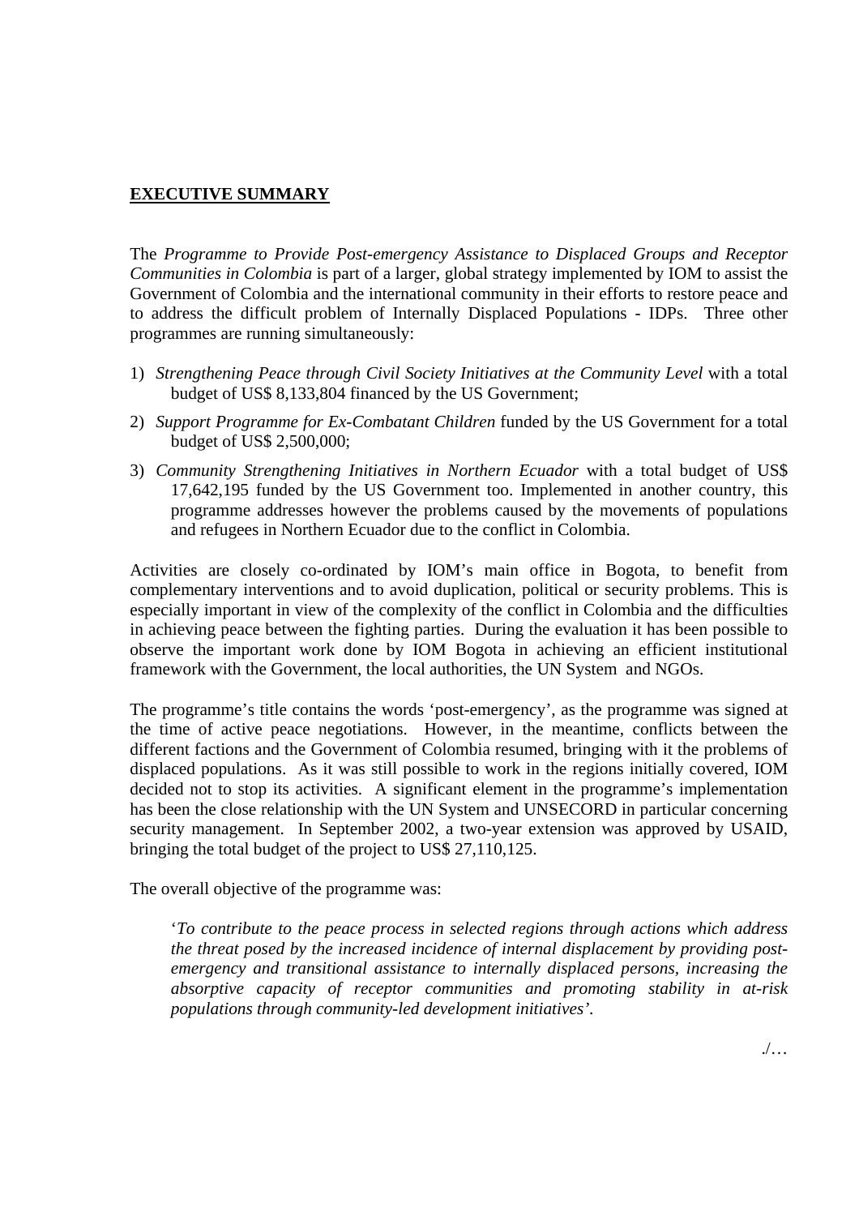## EXECUTIVE SUMMARY

The *Programme to Provide Post-emergency Assistance to Displaced Groups and Receptor Communities in Colombia* is part of a larger, global strategy implemented by IOM to assist the Government of Colombia and the international community in their efforts to restore peace and to address the difficult problem of Internally Displaced Populations - IDPs. Three other programmes are running simultaneously:

1) *Strengthening Peace through Civil Society Initiatives at the Community Level* with a total budget of US$ 8,133,804 financed by the US Government;
2) *Support Programme for Ex-Combatant Children* funded by the US Government for a total budget of US$ 2,500,000;
3) *Community Strengthening Initiatives in Northern Ecuador* with a total budget of US$ 17,642,195 funded by the US Government too. Implemented in another country, this programme addresses however the problems caused by the movements of populations and refugees in Northern Ecuador due to the conflict in Colombia.

Activities are closely co-ordinated by IOM's main office in Bogota, to benefit from complementary interventions and to avoid duplication, political or security problems. This is especially important in view of the complexity of the conflict in Colombia and the difficulties in achieving peace between the fighting parties. During the evaluation it has been possible to observe the important work done by IOM Bogota in achieving an efficient institutional framework with the Government, the local authorities, the UN System and NGOs.

The programme's title contains the words 'post-emergency', as the programme was signed at the time of active peace negotiations. However, in the meantime, conflicts between the different factions and the Government of Colombia resumed, bringing with it the problems of displaced populations. As it was still possible to work in the regions initially covered, IOM decided not to stop its activities. A significant element in the programme's implementation has been the close relationship with the UN System and UNSECORD in particular concerning security management. In September 2002, a two-year extension was approved by USAID, bringing the total budget of the project to US$ 27,110,125.

The overall objective of the programme was:

> '*To contribute to the peace process in selected regions through actions which address the threat posed by the increased incidence of internal displacement by providing post-emergency and transitional assistance to internally displaced persons, increasing the absorptive capacity of receptor communities and promoting stability in at-risk populations through community-led development initiatives'.*

./…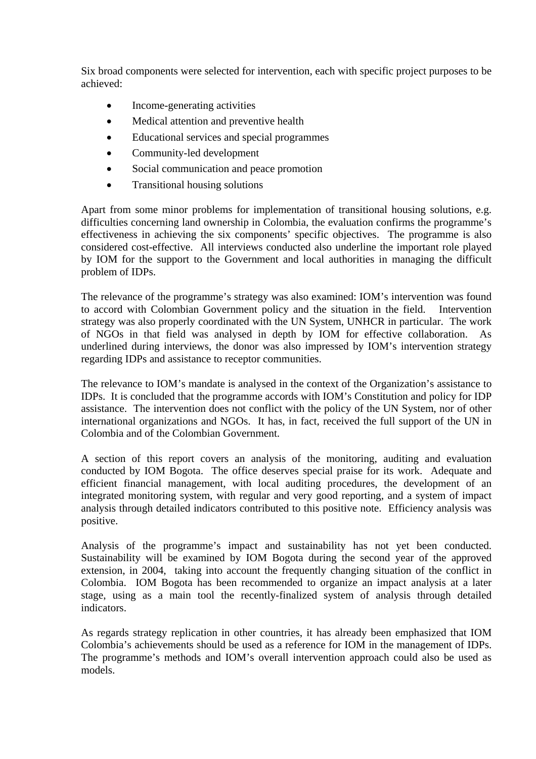Six broad components were selected for intervention, each with specific project purposes to be achieved:

- Income-generating activities
- Medical attention and preventive health
- Educational services and special programmes
- Community-led development
- Social communication and peace promotion
- Transitional housing solutions

Apart from some minor problems for implementation of transitional housing solutions, e.g. difficulties concerning land ownership in Colombia, the evaluation confirms the programme's effectiveness in achieving the six components' specific objectives. The programme is also considered cost-effective. All interviews conducted also underline the important role played by IOM for the support to the Government and local authorities in managing the difficult problem of IDPs.

The relevance of the programme's strategy was also examined: IOM's intervention was found to accord with Colombian Government policy and the situation in the field. Intervention strategy was also properly coordinated with the UN System, UNHCR in particular. The work of NGOs in that field was analysed in depth by IOM for effective collaboration. As underlined during interviews, the donor was also impressed by IOM's intervention strategy regarding IDPs and assistance to receptor communities.

The relevance to IOM's mandate is analysed in the context of the Organization's assistance to IDPs. It is concluded that the programme accords with IOM's Constitution and policy for IDP assistance. The intervention does not conflict with the policy of the UN System, nor of other international organizations and NGOs. It has, in fact, received the full support of the UN in Colombia and of the Colombian Government.

A section of this report covers an analysis of the monitoring, auditing and evaluation conducted by IOM Bogota. The office deserves special praise for its work. Adequate and efficient financial management, with local auditing procedures, the development of an integrated monitoring system, with regular and very good reporting, and a system of impact analysis through detailed indicators contributed to this positive note. Efficiency analysis was positive.

Analysis of the programme's impact and sustainability has not yet been conducted. Sustainability will be examined by IOM Bogota during the second year of the approved extension, in 2004, taking into account the frequently changing situation of the conflict in Colombia. IOM Bogota has been recommended to organize an impact analysis at a later stage, using as a main tool the recently-finalized system of analysis through detailed indicators.

As regards strategy replication in other countries, it has already been emphasized that IOM Colombia's achievements should be used as a reference for IOM in the management of IDPs. The programme's methods and IOM's overall intervention approach could also be used as models.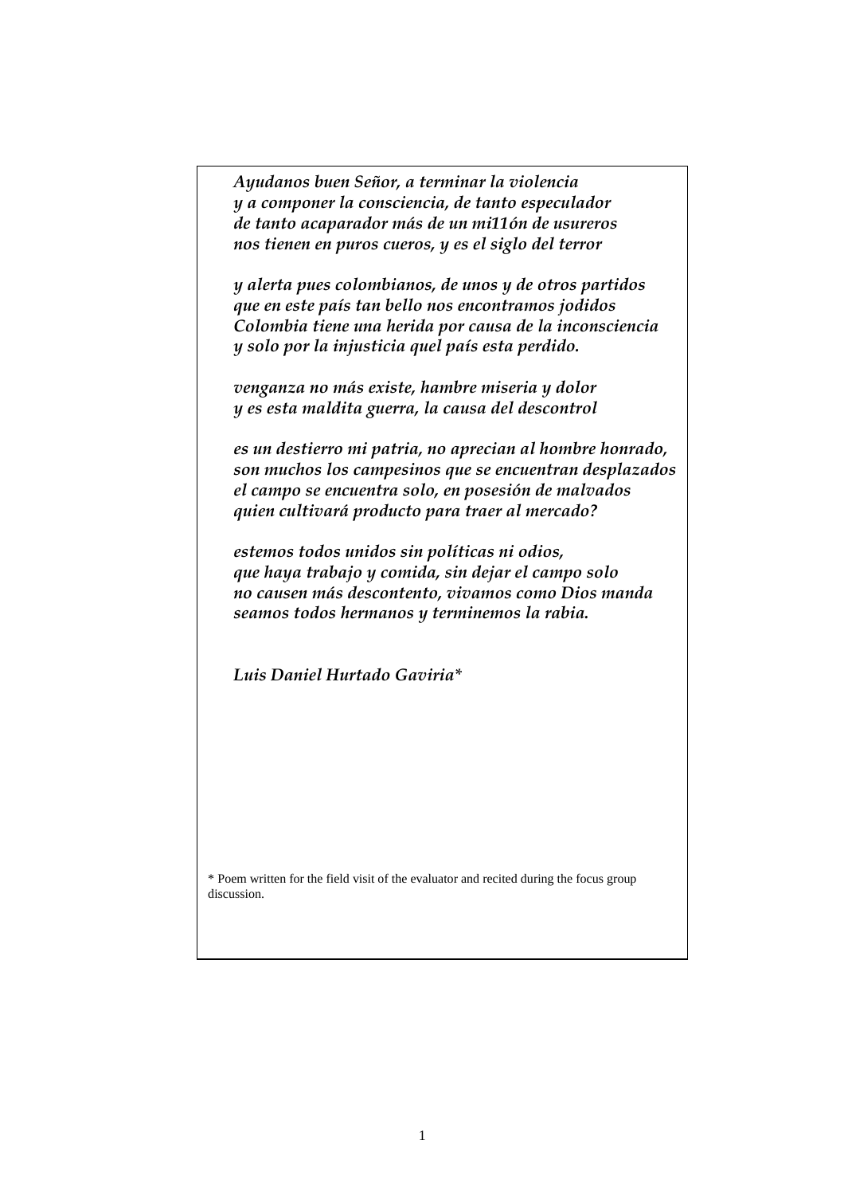*Ayudanos buen Señor, a terminar la violencia*
*y a componer la consciencia, de tanto especulador*
*de tanto acaparador más de un mi11ón de usureros*
*nos tienen en puros cueros, y es el siglo del terror*

*y alerta pues colombianos, de unos y de otros partidos*
*que en este país tan bello nos encontramos jodidos*
*Colombia tiene una herida por causa de la inconsciencia*
*y solo por la injusticia quel país esta perdido.*

*venganza no más existe, hambre miseria y dolor*
*y es esta maldita guerra, la causa del descontrol*

*es un destierro mi patria, no aprecian al hombre honrado,*
*son muchos los campesinos que se encuentran desplazados*
*el campo se encuentra solo, en posesión de malvados*
*quien cultivará producto para traer al mercado?*

*estemos todos unidos sin políticas ni odios,*
*que haya trabajo y comida, sin dejar el campo solo*
*no causen más descontento, vivamos como Dios manda*
*seamos todos hermanos y terminemos la rabia.*

*Luis Daniel Hurtado Gaviria**

* Poem written for the field visit of the evaluator and recited during the focus group discussion.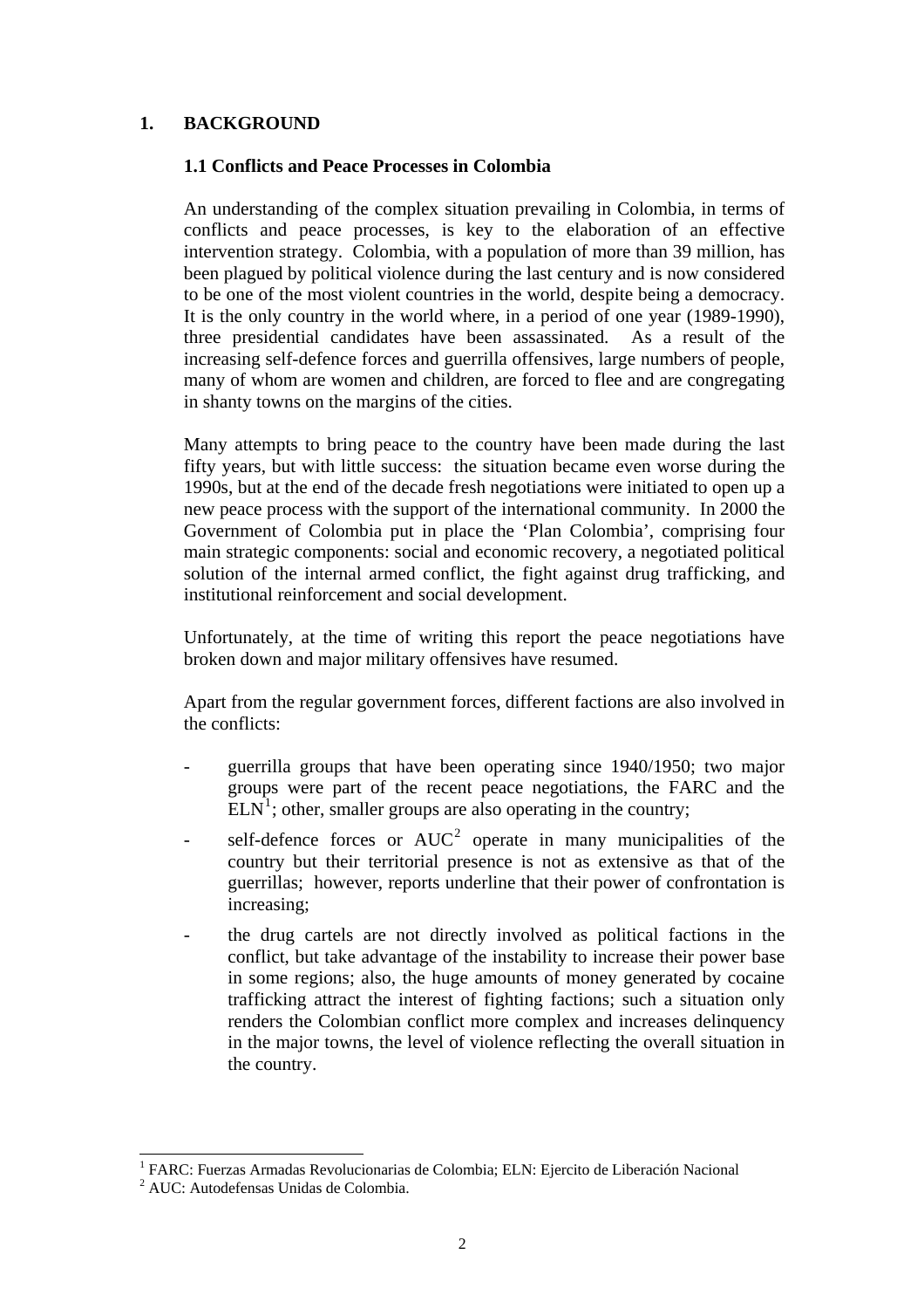## 1. BACKGROUND

### 1.1 Conflicts and Peace Processes in Colombia

An understanding of the complex situation prevailing in Colombia, in terms of conflicts and peace processes, is key to the elaboration of an effective intervention strategy. Colombia, with a population of more than 39 million, has been plagued by political violence during the last century and is now considered to be one of the most violent countries in the world, despite being a democracy. It is the only country in the world where, in a period of one year (1989-1990), three presidential candidates have been assassinated. As a result of the increasing self-defence forces and guerrilla offensives, large numbers of people, many of whom are women and children, are forced to flee and are congregating in shanty towns on the margins of the cities.

Many attempts to bring peace to the country have been made during the last fifty years, but with little success: the situation became even worse during the 1990s, but at the end of the decade fresh negotiations were initiated to open up a new peace process with the support of the international community. In 2000 the Government of Colombia put in place the 'Plan Colombia', comprising four main strategic components: social and economic recovery, a negotiated political solution of the internal armed conflict, the fight against drug trafficking, and institutional reinforcement and social development.

Unfortunately, at the time of writing this report the peace negotiations have broken down and major military offensives have resumed.

Apart from the regular government forces, different factions are also involved in the conflicts:

- guerrilla groups that have been operating since 1940/1950; two major groups were part of the recent peace negotiations, the FARC and the ELN[1]; other, smaller groups are also operating in the country;
- self-defence forces or AUC[2] operate in many municipalities of the country but their territorial presence is not as extensive as that of the guerrillas; however, reports underline that their power of confrontation is increasing;
- the drug cartels are not directly involved as political factions in the conflict, but take advantage of the instability to increase their power base in some regions; also, the huge amounts of money generated by cocaine trafficking attract the interest of fighting factions; such a situation only renders the Colombian conflict more complex and increases delinquency in the major towns, the level of violence reflecting the overall situation in the country.

---

[1] FARC: Fuerzas Armadas Revolucionarias de Colombia; ELN: Ejercito de Liberación Nacional

[2] AUC: Autodefensas Unidas de Colombia.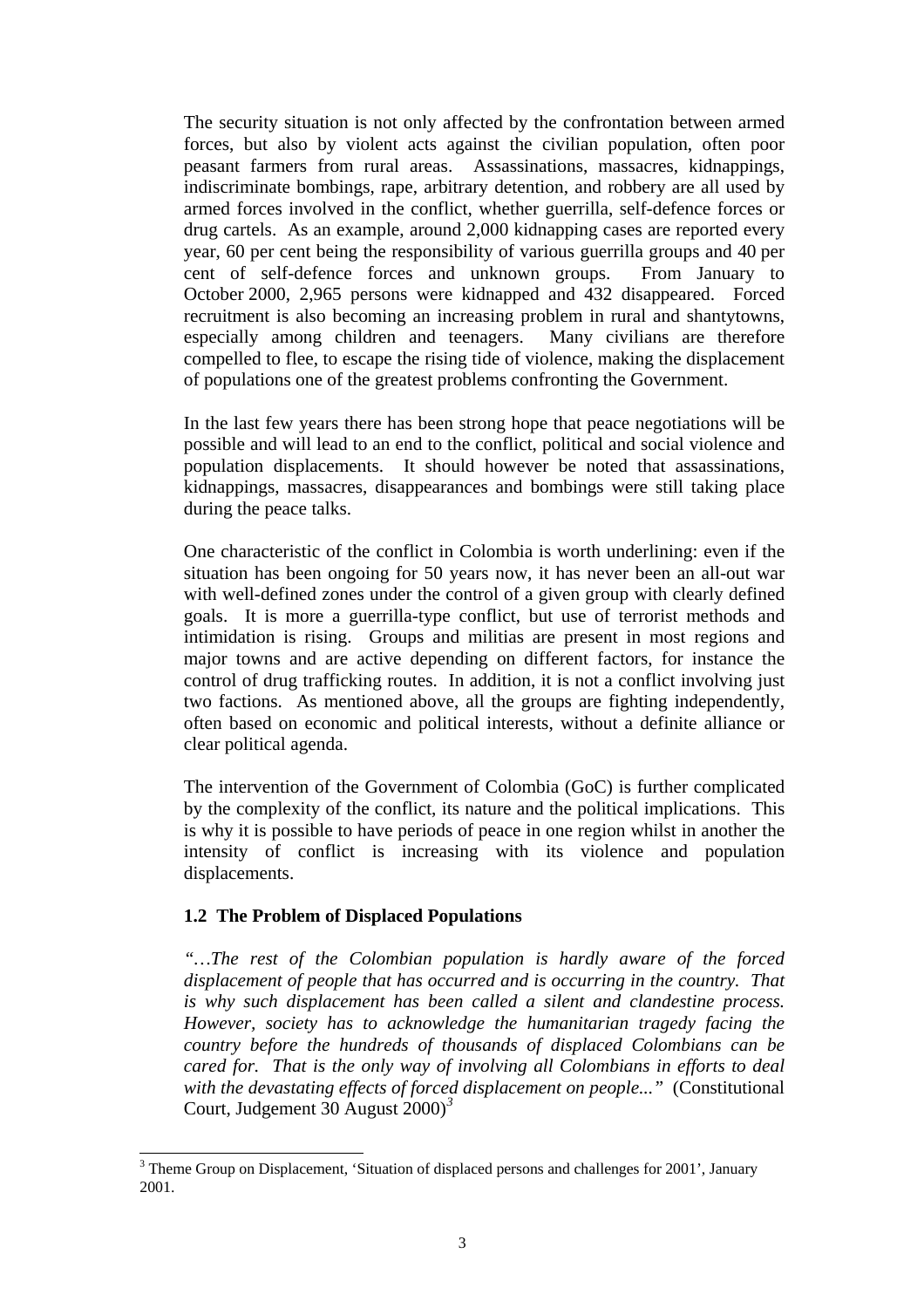The security situation is not only affected by the confrontation between armed forces, but also by violent acts against the civilian population, often poor peasant farmers from rural areas. Assassinations, massacres, kidnappings, indiscriminate bombings, rape, arbitrary detention, and robbery are all used by armed forces involved in the conflict, whether guerrilla, self-defence forces or drug cartels. As an example, around 2,000 kidnapping cases are reported every year, 60 per cent being the responsibility of various guerrilla groups and 40 per cent of self-defence forces and unknown groups. From January to October 2000, 2,965 persons were kidnapped and 432 disappeared. Forced recruitment is also becoming an increasing problem in rural and shantytowns, especially among children and teenagers. Many civilians are therefore compelled to flee, to escape the rising tide of violence, making the displacement of populations one of the greatest problems confronting the Government.

In the last few years there has been strong hope that peace negotiations will be possible and will lead to an end to the conflict, political and social violence and population displacements. It should however be noted that assassinations, kidnappings, massacres, disappearances and bombings were still taking place during the peace talks.

One characteristic of the conflict in Colombia is worth underlining: even if the situation has been ongoing for 50 years now, it has never been an all-out war with well-defined zones under the control of a given group with clearly defined goals. It is more a guerrilla-type conflict, but use of terrorist methods and intimidation is rising. Groups and militias are present in most regions and major towns and are active depending on different factors, for instance the control of drug trafficking routes. In addition, it is not a conflict involving just two factions. As mentioned above, all the groups are fighting independently, often based on economic and political interests, without a definite alliance or clear political agenda.

The intervention of the Government of Colombia (GoC) is further complicated by the complexity of the conflict, its nature and the political implications. This is why it is possible to have periods of peace in one region whilst in another the intensity of conflict is increasing with its violence and population displacements.

### 1.2 The Problem of Displaced Populations

*"…The rest of the Colombian population is hardly aware of the forced displacement of people that has occurred and is occurring in the country. That is why such displacement has been called a silent and clandestine process. However, society has to acknowledge the humanitarian tragedy facing the country before the hundreds of thousands of displaced Colombians can be cared for. That is the only way of involving all Colombians in efforts to deal with the devastating effects of forced displacement on people..."* (Constitutional Court, Judgement 30 August 2000)[3]

---

[3] Theme Group on Displacement, 'Situation of displaced persons and challenges for 2001', January 2001.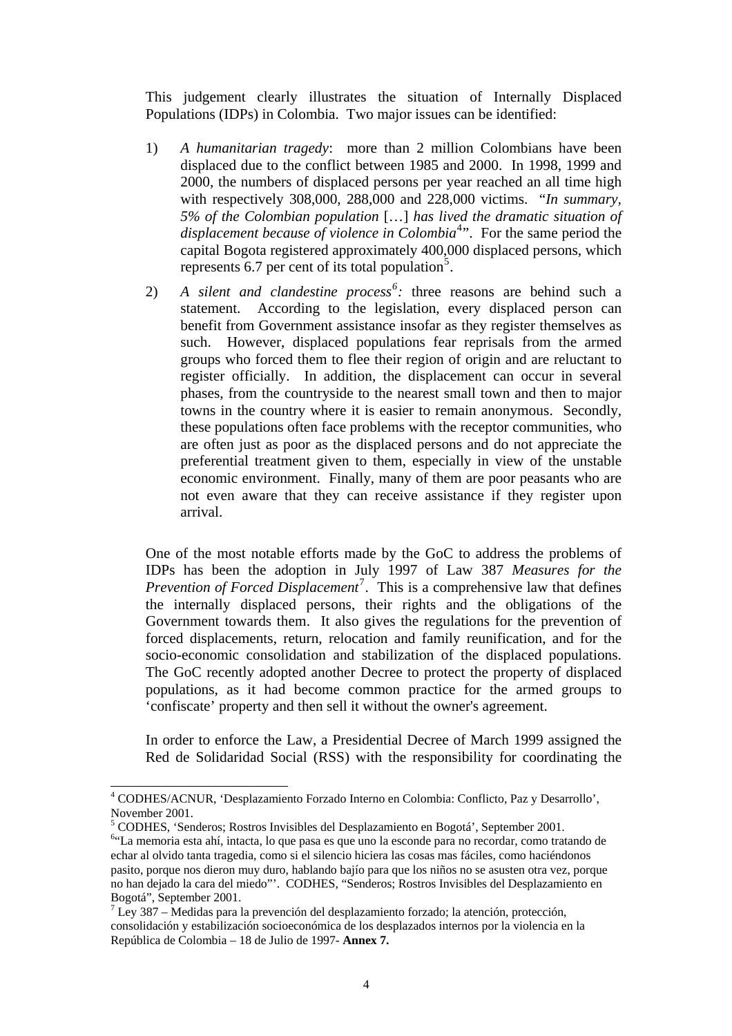This judgement clearly illustrates the situation of Internally Displaced Populations (IDPs) in Colombia. Two major issues can be identified:

1) *A humanitarian tragedy*: more than 2 million Colombians have been displaced due to the conflict between 1985 and 2000. In 1998, 1999 and 2000, the numbers of displaced persons per year reached an all time high with respectively 308,000, 288,000 and 228,000 victims. "*In summary, 5% of the Colombian population* […] *has lived the dramatic situation of displacement because of violence in Colombia*[4]". For the same period the capital Bogota registered approximately 400,000 displaced persons, which represents 6.7 per cent of its total population[5].

2) *A silent and clandestine process*[6]*:* three reasons are behind such a statement. According to the legislation, every displaced person can benefit from Government assistance insofar as they register themselves as such. However, displaced populations fear reprisals from the armed groups who forced them to flee their region of origin and are reluctant to register officially. In addition, the displacement can occur in several phases, from the countryside to the nearest small town and then to major towns in the country where it is easier to remain anonymous. Secondly, these populations often face problems with the receptor communities, who are often just as poor as the displaced persons and do not appreciate the preferential treatment given to them, especially in view of the unstable economic environment. Finally, many of them are poor peasants who are not even aware that they can receive assistance if they register upon arrival.

One of the most notable efforts made by the GoC to address the problems of IDPs has been the adoption in July 1997 of Law 387 *Measures for the Prevention of Forced Displacement*[7]. This is a comprehensive law that defines the internally displaced persons, their rights and the obligations of the Government towards them. It also gives the regulations for the prevention of forced displacements, return, relocation and family reunification, and for the socio-economic consolidation and stabilization of the displaced populations. The GoC recently adopted another Decree to protect the property of displaced populations, as it had become common practice for the armed groups to 'confiscate' property and then sell it without the owner's agreement.

In order to enforce the Law, a Presidential Decree of March 1999 assigned the Red de Solidaridad Social (RSS) with the responsibility for coordinating the

---

[4] CODHES/ACNUR, 'Desplazamiento Forzado Interno en Colombia: Conflicto, Paz y Desarrollo', November 2001.

[5] CODHES, 'Senderos; Rostros Invisibles del Desplazamiento en Bogotá', September 2001.

[6] "La memoria esta ahí, intacta, lo que pasa es que uno la esconde para no recordar, como tratando de echar al olvido tanta tragedia, como si el silencio hiciera las cosas mas fáciles, como haciéndonos pasito, porque nos dieron muy duro, hablando bajío para que los niños no se asusten otra vez, porque no han dejado la cara del miedo"'. CODHES, "Senderos; Rostros Invisibles del Desplazamiento en Bogotá", September 2001.

[7] Ley 387 – Medidas para la prevención del desplazamiento forzado; la atención, protección, consolidación y estabilización socioeconómica de los desplazados internos por la violencia en la República de Colombia – 18 de Julio de 1997- **Annex 7.**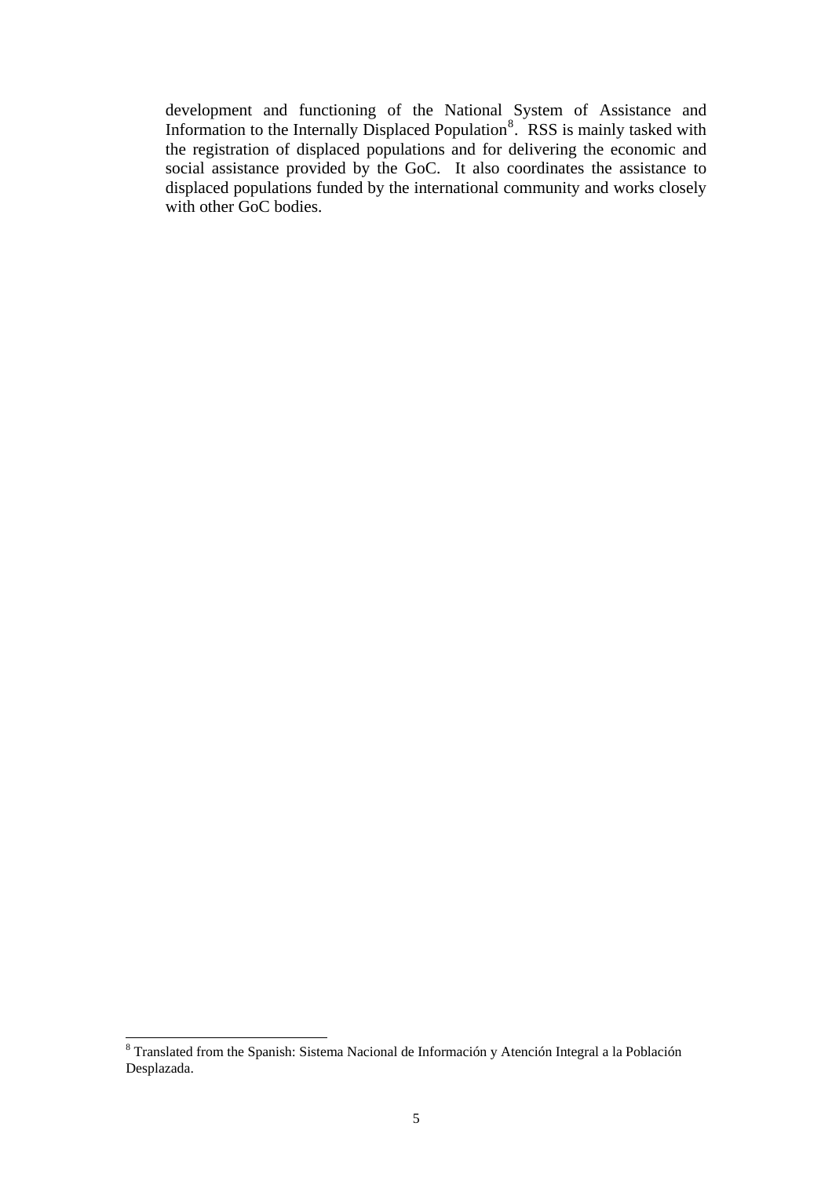development and functioning of the National System of Assistance and Information to the Internally Displaced Population[8]. RSS is mainly tasked with the registration of displaced populations and for delivering the economic and social assistance provided by the GoC. It also coordinates the assistance to displaced populations funded by the international community and works closely with other GoC bodies.

[8] Translated from the Spanish: Sistema Nacional de Información y Atención Integral a la Población Desplazada.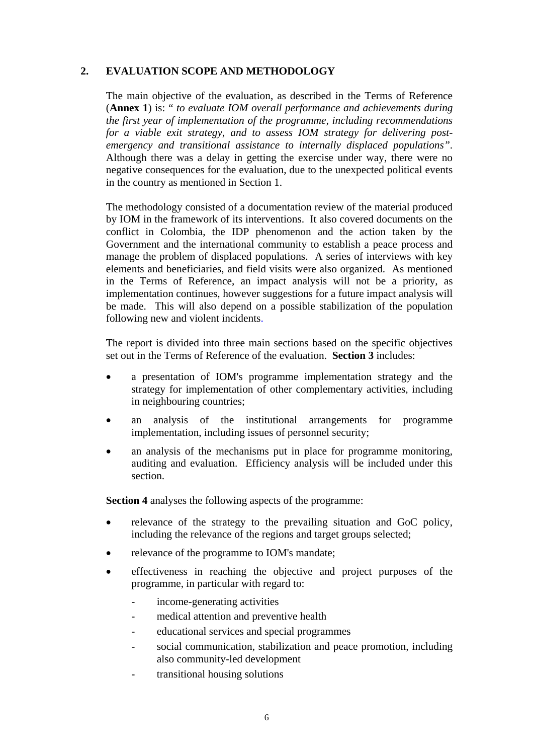## 2. EVALUATION SCOPE AND METHODOLOGY

The main objective of the evaluation, as described in the Terms of Reference (**Annex 1**) is: " *to evaluate IOM overall performance and achievements during the first year of implementation of the programme, including recommendations for a viable exit strategy, and to assess IOM strategy for delivering post-emergency and transitional assistance to internally displaced populations"*. Although there was a delay in getting the exercise under way, there were no negative consequences for the evaluation, due to the unexpected political events in the country as mentioned in Section 1.

The methodology consisted of a documentation review of the material produced by IOM in the framework of its interventions. It also covered documents on the conflict in Colombia, the IDP phenomenon and the action taken by the Government and the international community to establish a peace process and manage the problem of displaced populations. A series of interviews with key elements and beneficiaries, and field visits were also organized. As mentioned in the Terms of Reference, an impact analysis will not be a priority, as implementation continues, however suggestions for a future impact analysis will be made. This will also depend on a possible stabilization of the population following new and violent incidents.

The report is divided into three main sections based on the specific objectives set out in the Terms of Reference of the evaluation. **Section 3** includes:

- a presentation of IOM's programme implementation strategy and the strategy for implementation of other complementary activities, including in neighbouring countries;
- an analysis of the institutional arrangements for programme implementation, including issues of personnel security;
- an analysis of the mechanisms put in place for programme monitoring, auditing and evaluation. Efficiency analysis will be included under this section.

**Section 4** analyses the following aspects of the programme:

- relevance of the strategy to the prevailing situation and GoC policy, including the relevance of the regions and target groups selected;
- relevance of the programme to IOM's mandate;
- effectiveness in reaching the objective and project purposes of the programme, in particular with regard to:
  - income-generating activities
  - medical attention and preventive health
  - educational services and special programmes
  - social communication, stabilization and peace promotion, including also community-led development
  - transitional housing solutions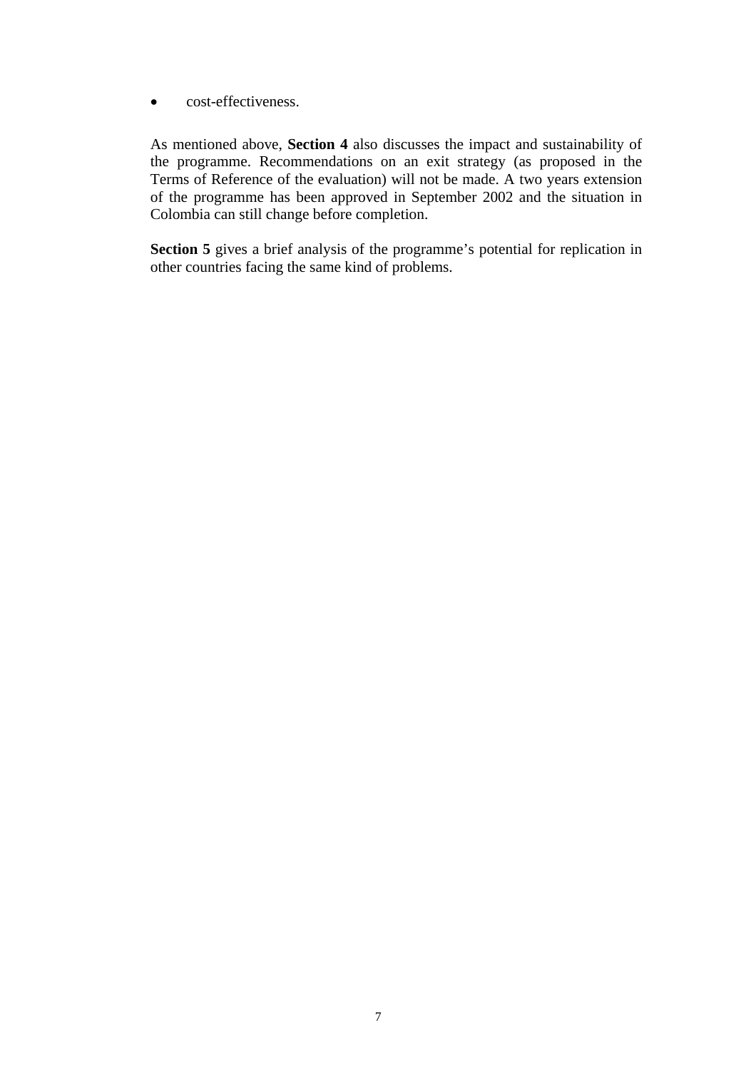- cost-effectiveness.

As mentioned above, **Section 4** also discusses the impact and sustainability of the programme. Recommendations on an exit strategy (as proposed in the Terms of Reference of the evaluation) will not be made. A two years extension of the programme has been approved in September 2002 and the situation in Colombia can still change before completion.

**Section 5** gives a brief analysis of the programme's potential for replication in other countries facing the same kind of problems.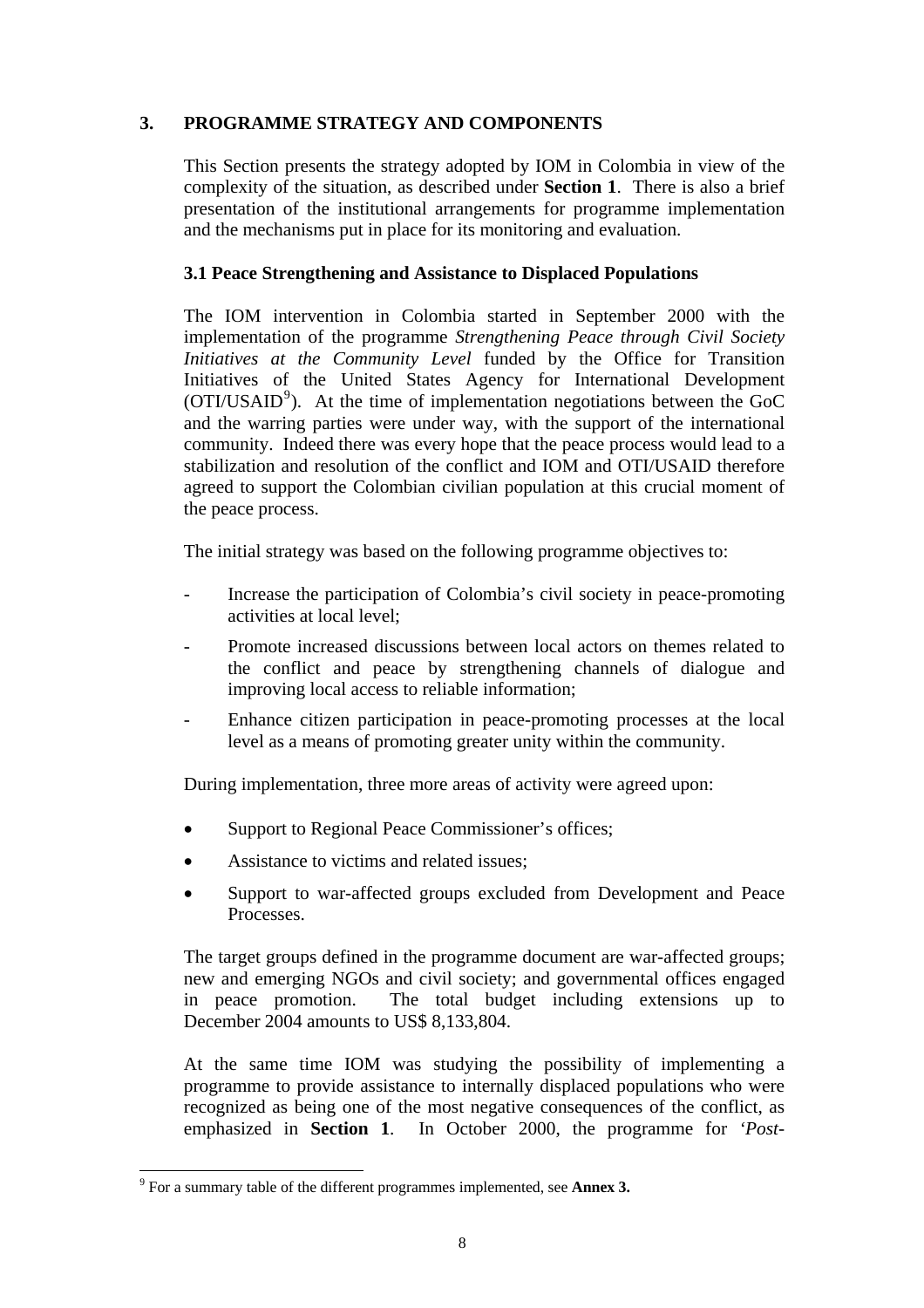## 3. PROGRAMME STRATEGY AND COMPONENTS

This Section presents the strategy adopted by IOM in Colombia in view of the complexity of the situation, as described under **Section 1**. There is also a brief presentation of the institutional arrangements for programme implementation and the mechanisms put in place for its monitoring and evaluation.

### 3.1 Peace Strengthening and Assistance to Displaced Populations

The IOM intervention in Colombia started in September 2000 with the implementation of the programme *Strengthening Peace through Civil Society Initiatives at the Community Level* funded by the Office for Transition Initiatives of the United States Agency for International Development (OTI/USAID[9]). At the time of implementation negotiations between the GoC and the warring parties were under way, with the support of the international community. Indeed there was every hope that the peace process would lead to a stabilization and resolution of the conflict and IOM and OTI/USAID therefore agreed to support the Colombian civilian population at this crucial moment of the peace process.

The initial strategy was based on the following programme objectives to:

- Increase the participation of Colombia's civil society in peace-promoting activities at local level;
- Promote increased discussions between local actors on themes related to the conflict and peace by strengthening channels of dialogue and improving local access to reliable information;
- Enhance citizen participation in peace-promoting processes at the local level as a means of promoting greater unity within the community.

During implementation, three more areas of activity were agreed upon:

- Support to Regional Peace Commissioner's offices;
- Assistance to victims and related issues;
- Support to war-affected groups excluded from Development and Peace Processes.

The target groups defined in the programme document are war-affected groups; new and emerging NGOs and civil society; and governmental offices engaged in peace promotion. The total budget including extensions up to December 2004 amounts to US$ 8,133,804.

At the same time IOM was studying the possibility of implementing a programme to provide assistance to internally displaced populations who were recognized as being one of the most negative consequences of the conflict, as emphasized in **Section 1**. In October 2000, the programme for *'Post-*

[9] For a summary table of the different programmes implemented, see **Annex 3.**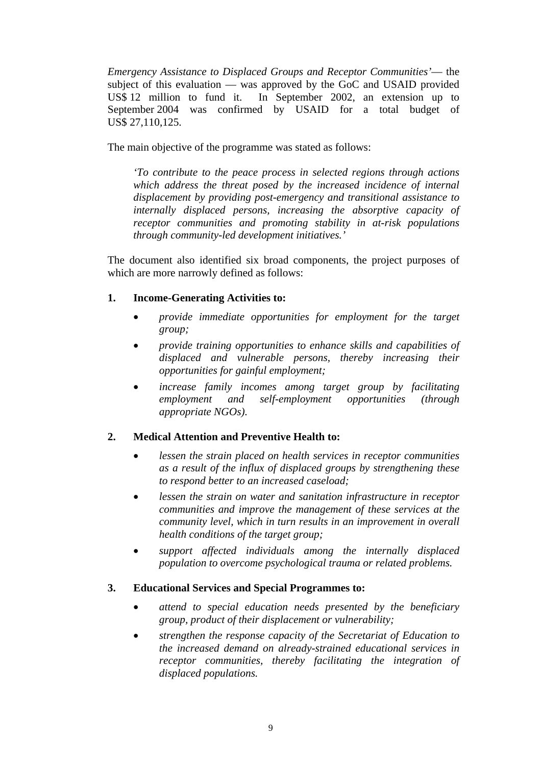*Emergency Assistance to Displaced Groups and Receptor Communities'*— the subject of this evaluation — was approved by the GoC and USAID provided US$ 12 million to fund it. In September 2002, an extension up to September 2004 was confirmed by USAID for a total budget of US$ 27,110,125.

The main objective of the programme was stated as follows:

> *'To contribute to the peace process in selected regions through actions which address the threat posed by the increased incidence of internal displacement by providing post-emergency and transitional assistance to internally displaced persons, increasing the absorptive capacity of receptor communities and promoting stability in at-risk populations through community-led development initiatives.'*

The document also identified six broad components, the project purposes of which are more narrowly defined as follows:

**1. Income-Generating Activities to:**

- *provide immediate opportunities for employment for the target group;*
- *provide training opportunities to enhance skills and capabilities of displaced and vulnerable persons, thereby increasing their opportunities for gainful employment;*
- *increase family incomes among target group by facilitating employment and self-employment opportunities (through appropriate NGOs).*

**2. Medical Attention and Preventive Health to:**

- *lessen the strain placed on health services in receptor communities as a result of the influx of displaced groups by strengthening these to respond better to an increased caseload;*
- *lessen the strain on water and sanitation infrastructure in receptor communities and improve the management of these services at the community level, which in turn results in an improvement in overall health conditions of the target group;*
- *support affected individuals among the internally displaced population to overcome psychological trauma or related problems.*

**3. Educational Services and Special Programmes to:**

- *attend to special education needs presented by the beneficiary group, product of their displacement or vulnerability;*
- *strengthen the response capacity of the Secretariat of Education to the increased demand on already-strained educational services in receptor communities, thereby facilitating the integration of displaced populations.*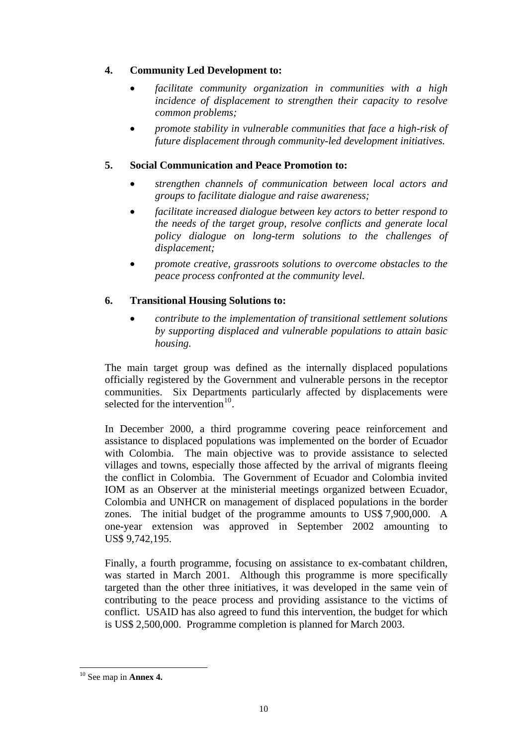**4. Community Led Development to:**

- *facilitate community organization in communities with a high incidence of displacement to strengthen their capacity to resolve common problems;*
- *promote stability in vulnerable communities that face a high-risk of future displacement through community-led development initiatives.*

**5. Social Communication and Peace Promotion to:**

- *strengthen channels of communication between local actors and groups to facilitate dialogue and raise awareness;*
- *facilitate increased dialogue between key actors to better respond to the needs of the target group, resolve conflicts and generate local policy dialogue on long-term solutions to the challenges of displacement;*
- *promote creative, grassroots solutions to overcome obstacles to the peace process confronted at the community level.*

**6. Transitional Housing Solutions to:**

- *contribute to the implementation of transitional settlement solutions by supporting displaced and vulnerable populations to attain basic housing.*

The main target group was defined as the internally displaced populations officially registered by the Government and vulnerable persons in the receptor communities. Six Departments particularly affected by displacements were selected for the intervention[10].

In December 2000, a third programme covering peace reinforcement and assistance to displaced populations was implemented on the border of Ecuador with Colombia. The main objective was to provide assistance to selected villages and towns, especially those affected by the arrival of migrants fleeing the conflict in Colombia. The Government of Ecuador and Colombia invited IOM as an Observer at the ministerial meetings organized between Ecuador, Colombia and UNHCR on management of displaced populations in the border zones. The initial budget of the programme amounts to US$ 7,900,000. A one-year extension was approved in September 2002 amounting to US$ 9,742,195.

Finally, a fourth programme, focusing on assistance to ex-combatant children, was started in March 2001. Although this programme is more specifically targeted than the other three initiatives, it was developed in the same vein of contributing to the peace process and providing assistance to the victims of conflict. USAID has also agreed to fund this intervention, the budget for which is US$ 2,500,000. Programme completion is planned for March 2003.

---

[10] See map in **Annex 4.**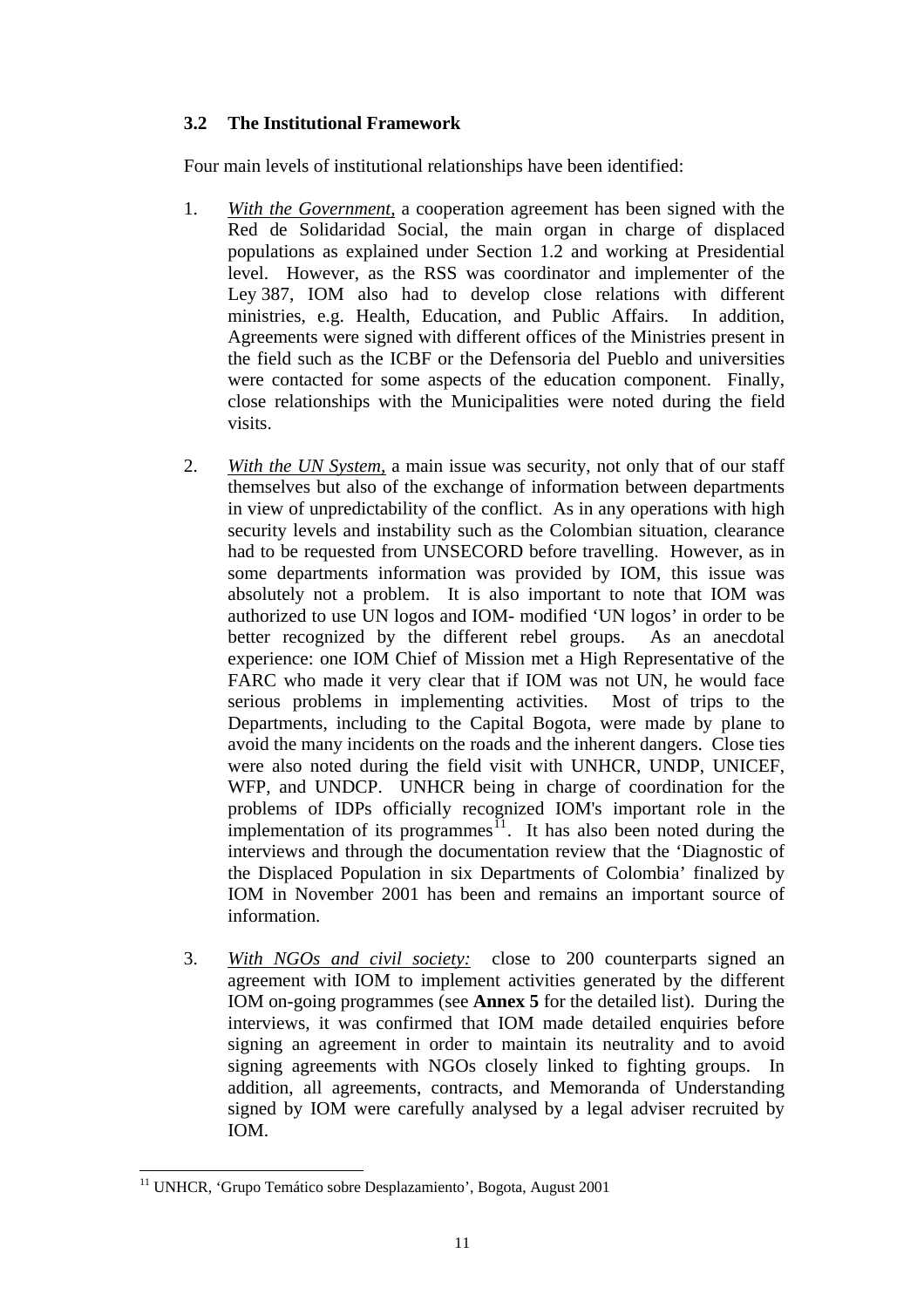### 3.2 The Institutional Framework

Four main levels of institutional relationships have been identified:

1. *With the Government*, a cooperation agreement has been signed with the Red de Solidaridad Social, the main organ in charge of displaced populations as explained under Section 1.2 and working at Presidential level. However, as the RSS was coordinator and implementer of the Ley 387, IOM also had to develop close relations with different ministries, e.g. Health, Education, and Public Affairs. In addition, Agreements were signed with different offices of the Ministries present in the field such as the ICBF or the Defensoria del Pueblo and universities were contacted for some aspects of the education component. Finally, close relationships with the Municipalities were noted during the field visits.

2. *With the UN System*, a main issue was security, not only that of our staff themselves but also of the exchange of information between departments in view of unpredictability of the conflict. As in any operations with high security levels and instability such as the Colombian situation, clearance had to be requested from UNSECORD before travelling. However, as in some departments information was provided by IOM, this issue was absolutely not a problem. It is also important to note that IOM was authorized to use UN logos and IOM- modified 'UN logos' in order to be better recognized by the different rebel groups. As an anecdotal experience: one IOM Chief of Mission met a High Representative of the FARC who made it very clear that if IOM was not UN, he would face serious problems in implementing activities. Most of trips to the Departments, including to the Capital Bogota, were made by plane to avoid the many incidents on the roads and the inherent dangers. Close ties were also noted during the field visit with UNHCR, UNDP, UNICEF, WFP, and UNDCP. UNHCR being in charge of coordination for the problems of IDPs officially recognized IOM's important role in the implementation of its programmes[11]. It has also been noted during the interviews and through the documentation review that the 'Diagnostic of the Displaced Population in six Departments of Colombia' finalized by IOM in November 2001 has been and remains an important source of information.

3. *With NGOs and civil society:* close to 200 counterparts signed an agreement with IOM to implement activities generated by the different IOM on-going programmes (see **Annex 5** for the detailed list). During the interviews, it was confirmed that IOM made detailed enquiries before signing an agreement in order to maintain its neutrality and to avoid signing agreements with NGOs closely linked to fighting groups. In addition, all agreements, contracts, and Memoranda of Understanding signed by IOM were carefully analysed by a legal adviser recruited by IOM.

---

[11] UNHCR, 'Grupo Temático sobre Desplazamiento', Bogota, August 2001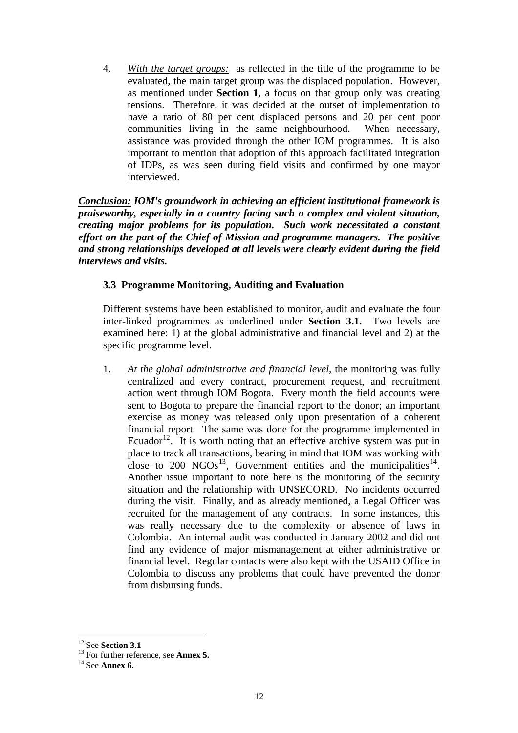4. *With the target groups:* as reflected in the title of the programme to be evaluated, the main target group was the displaced population. However, as mentioned under **Section 1,** a focus on that group only was creating tensions. Therefore, it was decided at the outset of implementation to have a ratio of 80 per cent displaced persons and 20 per cent poor communities living in the same neighbourhood. When necessary, assistance was provided through the other IOM programmes. It is also important to mention that adoption of this approach facilitated integration of IDPs, as was seen during field visits and confirmed by one mayor interviewed.

***Conclusion:* IOM's groundwork in achieving an efficient institutional framework is praiseworthy, especially in a country facing such a complex and violent situation, creating major problems for its population. Such work necessitated a constant effort on the part of the Chief of Mission and programme managers. The positive and strong relationships developed at all levels were clearly evident during the field interviews and visits.**

### 3.3 Programme Monitoring, Auditing and Evaluation

Different systems have been established to monitor, audit and evaluate the four inter-linked programmes as underlined under **Section 3.1.** Two levels are examined here: 1) at the global administrative and financial level and 2) at the specific programme level.

1. *At the global administrative and financial level,* the monitoring was fully centralized and every contract, procurement request, and recruitment action went through IOM Bogota. Every month the field accounts were sent to Bogota to prepare the financial report to the donor; an important exercise as money was released only upon presentation of a coherent financial report. The same was done for the programme implemented in Ecuador[12]. It is worth noting that an effective archive system was put in place to track all transactions, bearing in mind that IOM was working with close to 200 NGOs[13], Government entities and the municipalities[14]. Another issue important to note here is the monitoring of the security situation and the relationship with UNSECORD. No incidents occurred during the visit. Finally, and as already mentioned, a Legal Officer was recruited for the management of any contracts. In some instances, this was really necessary due to the complexity or absence of laws in Colombia. An internal audit was conducted in January 2002 and did not find any evidence of major mismanagement at either administrative or financial level. Regular contacts were also kept with the USAID Office in Colombia to discuss any problems that could have prevented the donor from disbursing funds.

---

[12] See **Section 3.1**

[13] For further reference, see **Annex 5.**

[14] See **Annex 6.**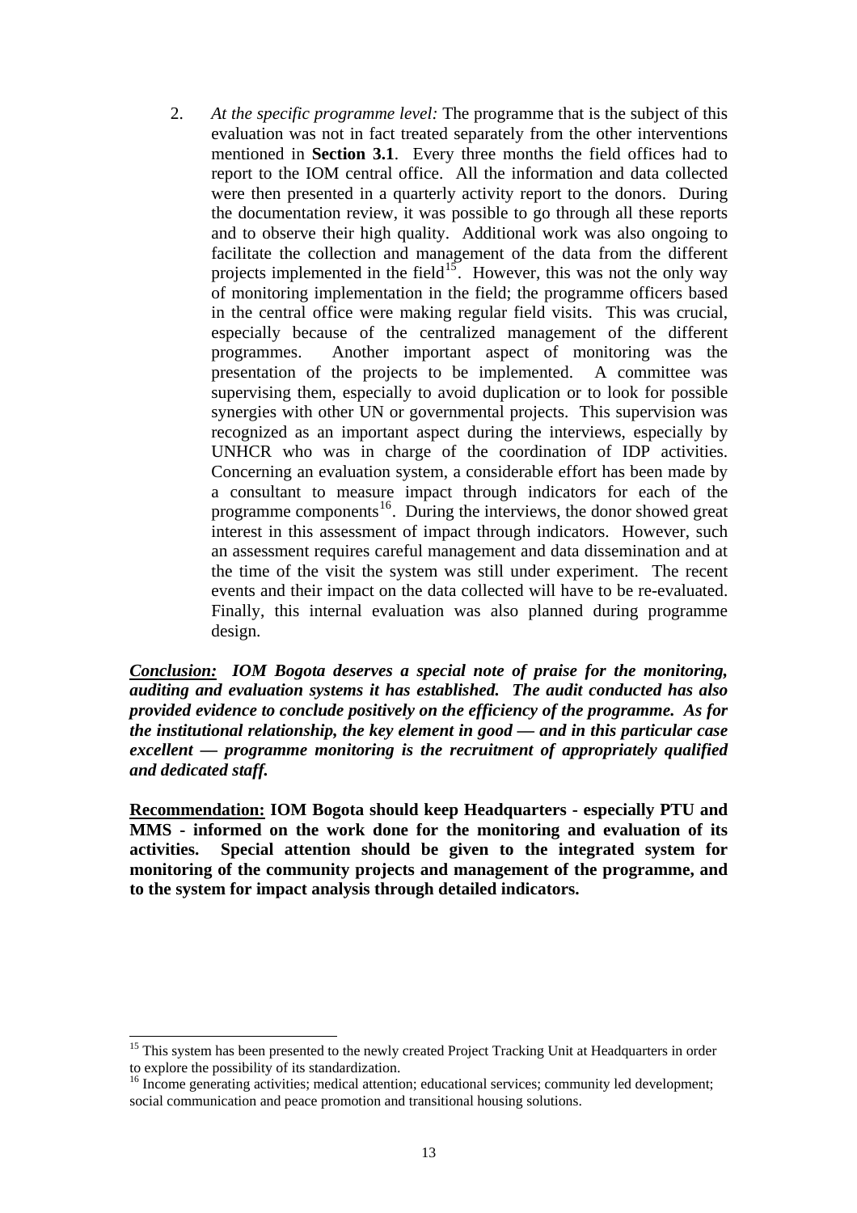2. *At the specific programme level:* The programme that is the subject of this evaluation was not in fact treated separately from the other interventions mentioned in **Section 3.1**. Every three months the field offices had to report to the IOM central office. All the information and data collected were then presented in a quarterly activity report to the donors. During the documentation review, it was possible to go through all these reports and to observe their high quality. Additional work was also ongoing to facilitate the collection and management of the data from the different projects implemented in the field[15]. However, this was not the only way of monitoring implementation in the field; the programme officers based in the central office were making regular field visits. This was crucial, especially because of the centralized management of the different programmes. Another important aspect of monitoring was the presentation of the projects to be implemented. A committee was supervising them, especially to avoid duplication or to look for possible synergies with other UN or governmental projects. This supervision was recognized as an important aspect during the interviews, especially by UNHCR who was in charge of the coordination of IDP activities. Concerning an evaluation system, a considerable effort has been made by a consultant to measure impact through indicators for each of the programme components[16]. During the interviews, the donor showed great interest in this assessment of impact through indicators. However, such an assessment requires careful management and data dissemination and at the time of the visit the system was still under experiment. The recent events and their impact on the data collected will have to be re-evaluated. Finally, this internal evaluation was also planned during programme design.

***<u>Conclusion:</u> IOM Bogota deserves a special note of praise for the monitoring, auditing and evaluation systems it has established. The audit conducted has also provided evidence to conclude positively on the efficiency of the programme. As for the institutional relationship, the key element in good — and in this particular case excellent — programme monitoring is the recruitment of appropriately qualified and dedicated staff.***

**<u>Recommendation:</u> IOM Bogota should keep Headquarters - especially PTU and MMS - informed on the work done for the monitoring and evaluation of its activities. Special attention should be given to the integrated system for monitoring of the community projects and management of the programme, and to the system for impact analysis through detailed indicators.**

---

[15] This system has been presented to the newly created Project Tracking Unit at Headquarters in order to explore the possibility of its standardization.

[16] Income generating activities; medical attention; educational services; community led development; social communication and peace promotion and transitional housing solutions.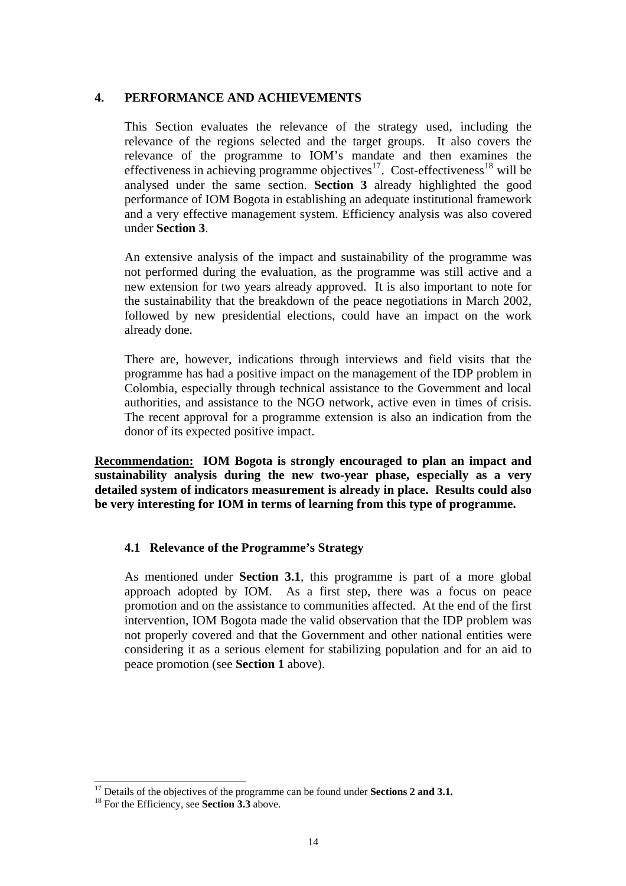## 4. PERFORMANCE AND ACHIEVEMENTS

This Section evaluates the relevance of the strategy used, including the relevance of the regions selected and the target groups. It also covers the relevance of the programme to IOM's mandate and then examines the effectiveness in achieving programme objectives[17]. Cost-effectiveness[18] will be analysed under the same section. **Section 3** already highlighted the good performance of IOM Bogota in establishing an adequate institutional framework and a very effective management system. Efficiency analysis was also covered under **Section 3**.

An extensive analysis of the impact and sustainability of the programme was not performed during the evaluation, as the programme was still active and a new extension for two years already approved. It is also important to note for the sustainability that the breakdown of the peace negotiations in March 2002, followed by new presidential elections, could have an impact on the work already done.

There are, however, indications through interviews and field visits that the programme has had a positive impact on the management of the IDP problem in Colombia, especially through technical assistance to the Government and local authorities, and assistance to the NGO network, active even in times of crisis. The recent approval for a programme extension is also an indication from the donor of its expected positive impact.

**<u>Recommendation:</u> IOM Bogota is strongly encouraged to plan an impact and sustainability analysis during the new two-year phase, especially as a very detailed system of indicators measurement is already in place. Results could also be very interesting for IOM in terms of learning from this type of programme.**

### 4.1 Relevance of the Programme's Strategy

As mentioned under **Section 3.1**, this programme is part of a more global approach adopted by IOM. As a first step, there was a focus on peace promotion and on the assistance to communities affected. At the end of the first intervention, IOM Bogota made the valid observation that the IDP problem was not properly covered and that the Government and other national entities were considering it as a serious element for stabilizing population and for an aid to peace promotion (see **Section 1** above).

---

[17] Details of the objectives of the programme can be found under **Sections 2 and 3.1.**

[18] For the Efficiency, see **Section 3.3** above.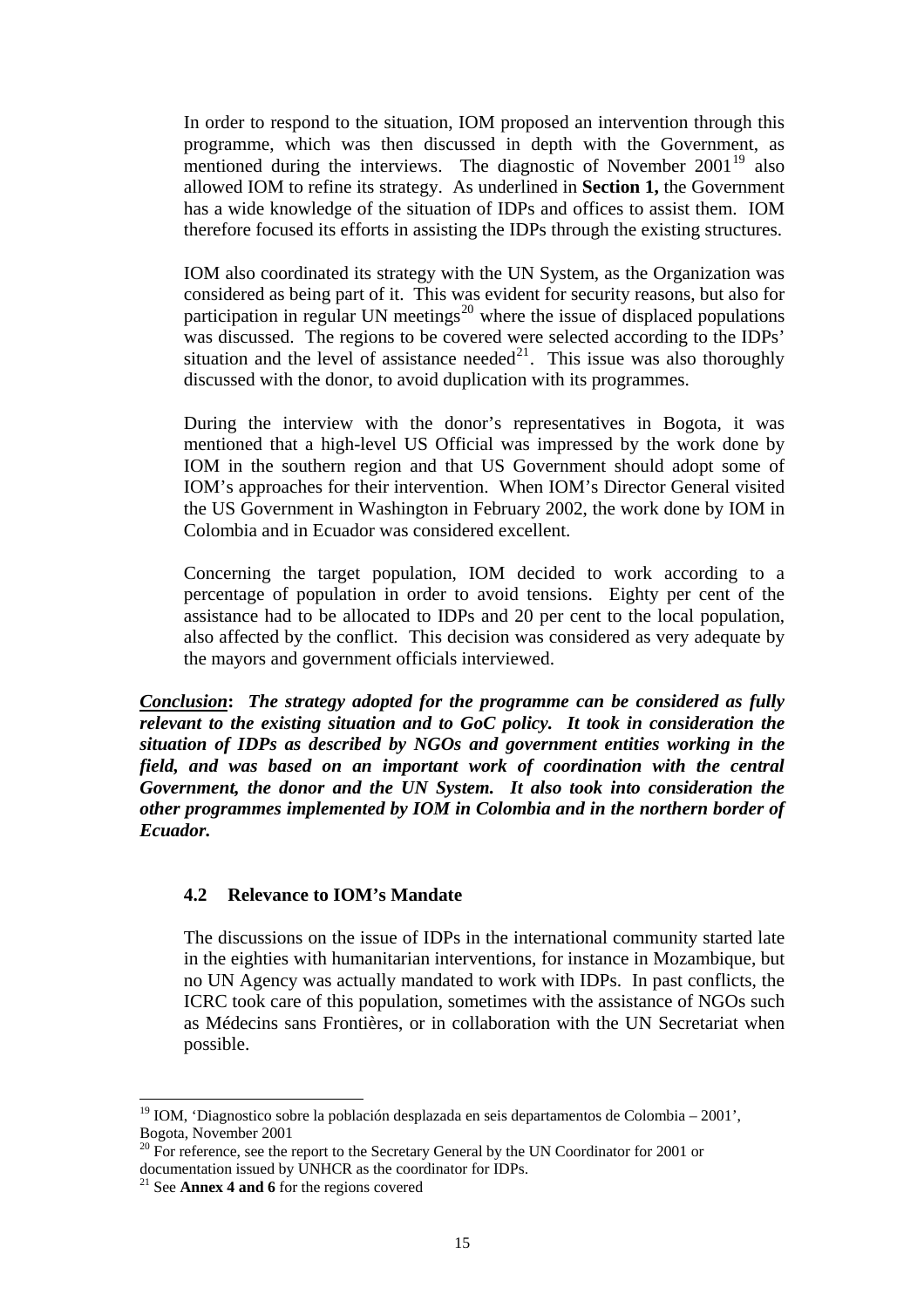In order to respond to the situation, IOM proposed an intervention through this programme, which was then discussed in depth with the Government, as mentioned during the interviews. The diagnostic of November 2001[19] also allowed IOM to refine its strategy. As underlined in **Section 1,** the Government has a wide knowledge of the situation of IDPs and offices to assist them. IOM therefore focused its efforts in assisting the IDPs through the existing structures.

IOM also coordinated its strategy with the UN System, as the Organization was considered as being part of it. This was evident for security reasons, but also for participation in regular UN meetings[20] where the issue of displaced populations was discussed. The regions to be covered were selected according to the IDPs' situation and the level of assistance needed[21]. This issue was also thoroughly discussed with the donor, to avoid duplication with its programmes.

During the interview with the donor's representatives in Bogota, it was mentioned that a high-level US Official was impressed by the work done by IOM in the southern region and that US Government should adopt some of IOM's approaches for their intervention. When IOM's Director General visited the US Government in Washington in February 2002, the work done by IOM in Colombia and in Ecuador was considered excellent.

Concerning the target population, IOM decided to work according to a percentage of population in order to avoid tensions. Eighty per cent of the assistance had to be allocated to IDPs and 20 per cent to the local population, also affected by the conflict. This decision was considered as very adequate by the mayors and government officials interviewed.

***Conclusion*: *The strategy adopted for the programme can be considered as fully relevant to the existing situation and to GoC policy. It took in consideration the situation of IDPs as described by NGOs and government entities working in the field, and was based on an important work of coordination with the central Government, the donor and the UN System. It also took into consideration the other programmes implemented by IOM in Colombia and in the northern border of Ecuador.***

### 4.2 Relevance to IOM's Mandate

The discussions on the issue of IDPs in the international community started late in the eighties with humanitarian interventions, for instance in Mozambique, but no UN Agency was actually mandated to work with IDPs. In past conflicts, the ICRC took care of this population, sometimes with the assistance of NGOs such as Médecins sans Frontières, or in collaboration with the UN Secretariat when possible.

---

[19] IOM, 'Diagnostico sobre la población desplazada en seis departamentos de Colombia – 2001', Bogota, November 2001

[20] For reference, see the report to the Secretary General by the UN Coordinator for 2001 or documentation issued by UNHCR as the coordinator for IDPs.

[21] See **Annex 4 and 6** for the regions covered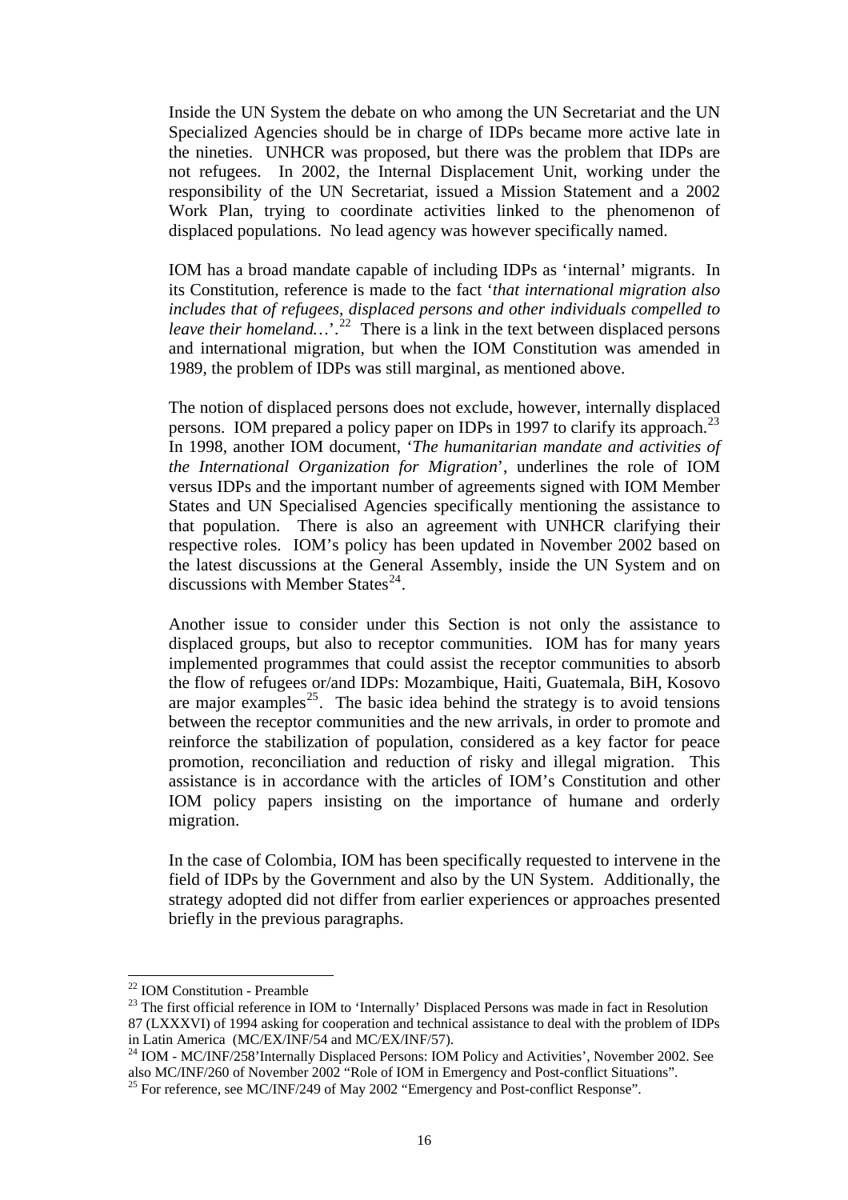Inside the UN System the debate on who among the UN Secretariat and the UN Specialized Agencies should be in charge of IDPs became more active late in the nineties. UNHCR was proposed, but there was the problem that IDPs are not refugees. In 2002, the Internal Displacement Unit, working under the responsibility of the UN Secretariat, issued a Mission Statement and a 2002 Work Plan, trying to coordinate activities linked to the phenomenon of displaced populations. No lead agency was however specifically named.

IOM has a broad mandate capable of including IDPs as 'internal' migrants. In its Constitution, reference is made to the fact '*that international migration also includes that of refugees, displaced persons and other individuals compelled to leave their homeland…*'.[22] There is a link in the text between displaced persons and international migration, but when the IOM Constitution was amended in 1989, the problem of IDPs was still marginal, as mentioned above.

The notion of displaced persons does not exclude, however, internally displaced persons. IOM prepared a policy paper on IDPs in 1997 to clarify its approach.[23] In 1998, another IOM document, '*The humanitarian mandate and activities of the International Organization for Migration*', underlines the role of IOM versus IDPs and the important number of agreements signed with IOM Member States and UN Specialised Agencies specifically mentioning the assistance to that population. There is also an agreement with UNHCR clarifying their respective roles. IOM's policy has been updated in November 2002 based on the latest discussions at the General Assembly, inside the UN System and on discussions with Member States[24].

Another issue to consider under this Section is not only the assistance to displaced groups, but also to receptor communities. IOM has for many years implemented programmes that could assist the receptor communities to absorb the flow of refugees or/and IDPs: Mozambique, Haiti, Guatemala, BiH, Kosovo are major examples[25]. The basic idea behind the strategy is to avoid tensions between the receptor communities and the new arrivals, in order to promote and reinforce the stabilization of population, considered as a key factor for peace promotion, reconciliation and reduction of risky and illegal migration. This assistance is in accordance with the articles of IOM's Constitution and other IOM policy papers insisting on the importance of humane and orderly migration.

In the case of Colombia, IOM has been specifically requested to intervene in the field of IDPs by the Government and also by the UN System. Additionally, the strategy adopted did not differ from earlier experiences or approaches presented briefly in the previous paragraphs.

---

[22] IOM Constitution - Preamble

[23] The first official reference in IOM to 'Internally' Displaced Persons was made in fact in Resolution 87 (LXXXVI) of 1994 asking for cooperation and technical assistance to deal with the problem of IDPs in Latin America (MC/EX/INF/54 and MC/EX/INF/57).

[24] IOM - MC/INF/258'Internally Displaced Persons: IOM Policy and Activities', November 2002. See also MC/INF/260 of November 2002 "Role of IOM in Emergency and Post-conflict Situations".

[25] For reference, see MC/INF/249 of May 2002 "Emergency and Post-conflict Response".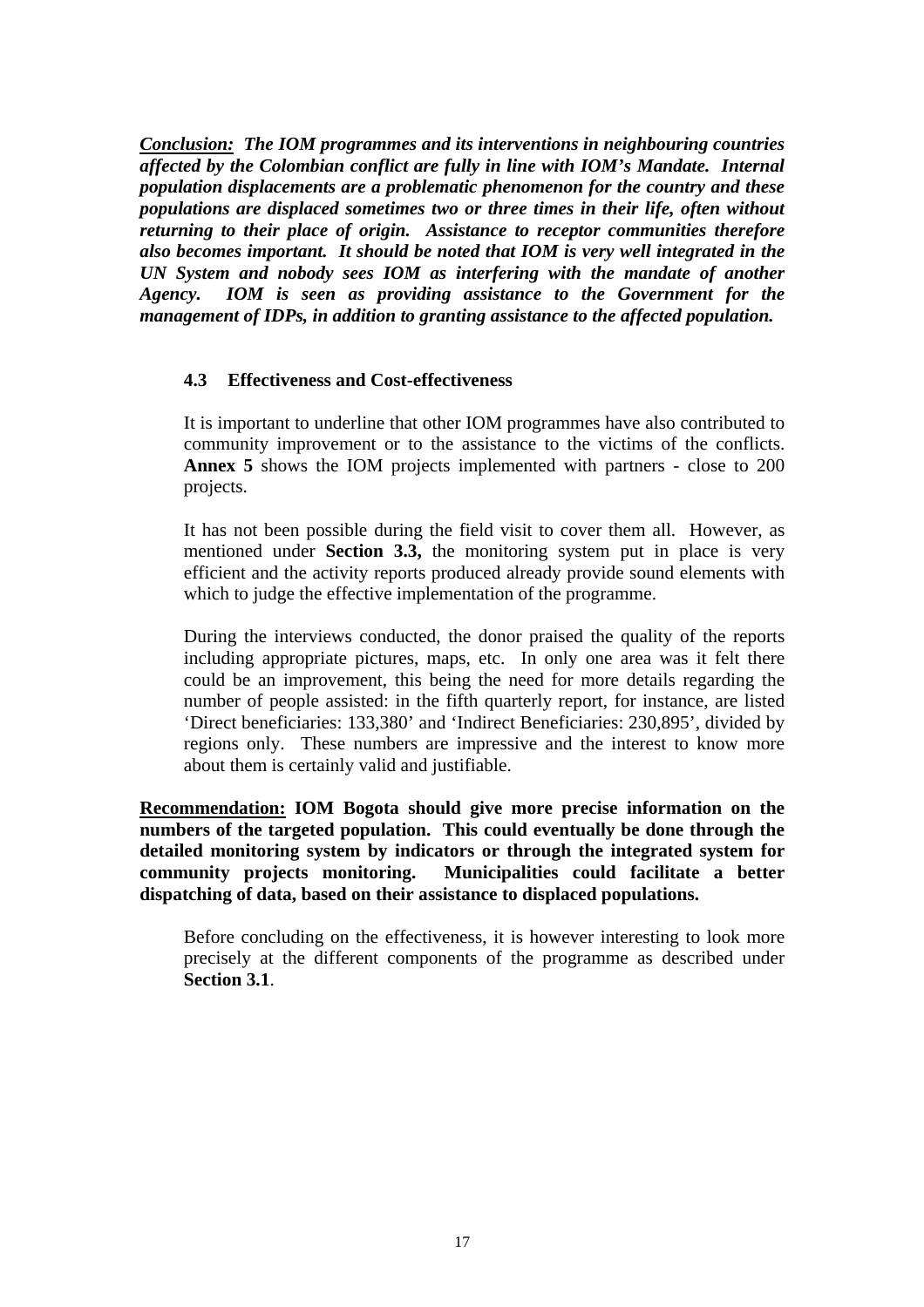***<u>Conclusion:</u> The IOM programmes and its interventions in neighbouring countries affected by the Colombian conflict are fully in line with IOM's Mandate. Internal population displacements are a problematic phenomenon for the country and these populations are displaced sometimes two or three times in their life, often without returning to their place of origin. Assistance to receptor communities therefore also becomes important. It should be noted that IOM is very well integrated in the UN System and nobody sees IOM as interfering with the mandate of another Agency. IOM is seen as providing assistance to the Government for the management of IDPs, in addition to granting assistance to the affected population.***

### 4.3 Effectiveness and Cost-effectiveness

It is important to underline that other IOM programmes have also contributed to community improvement or to the assistance to the victims of the conflicts. **Annex 5** shows the IOM projects implemented with partners - close to 200 projects.

It has not been possible during the field visit to cover them all. However, as mentioned under **Section 3.3,** the monitoring system put in place is very efficient and the activity reports produced already provide sound elements with which to judge the effective implementation of the programme.

During the interviews conducted, the donor praised the quality of the reports including appropriate pictures, maps, etc. In only one area was it felt there could be an improvement, this being the need for more details regarding the number of people assisted: in the fifth quarterly report, for instance, are listed 'Direct beneficiaries: 133,380' and 'Indirect Beneficiaries: 230,895', divided by regions only. These numbers are impressive and the interest to know more about them is certainly valid and justifiable.

**<u>Recommendation:</u> IOM Bogota should give more precise information on the numbers of the targeted population. This could eventually be done through the detailed monitoring system by indicators or through the integrated system for community projects monitoring. Municipalities could facilitate a better dispatching of data, based on their assistance to displaced populations.**

Before concluding on the effectiveness, it is however interesting to look more precisely at the different components of the programme as described under **Section 3.1**.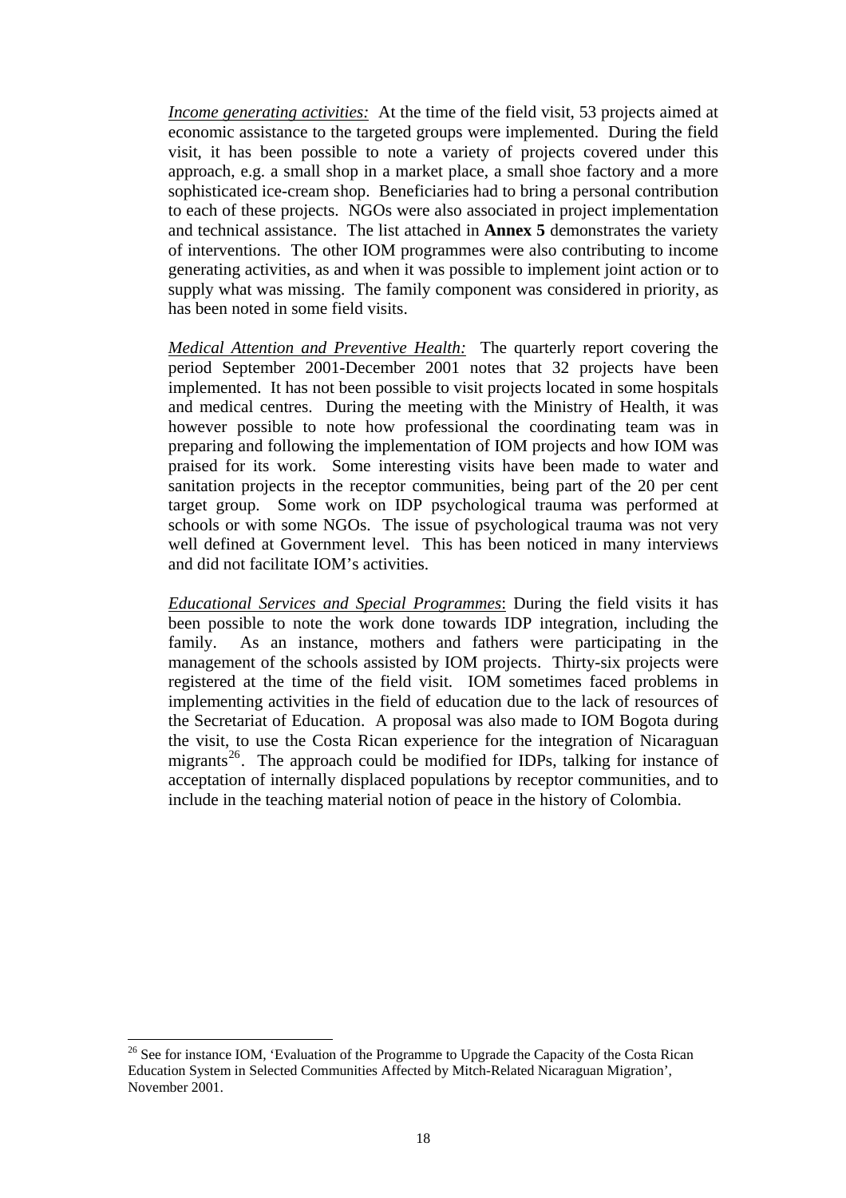*Income generating activities:* At the time of the field visit, 53 projects aimed at economic assistance to the targeted groups were implemented. During the field visit, it has been possible to note a variety of projects covered under this approach, e.g. a small shop in a market place, a small shoe factory and a more sophisticated ice-cream shop. Beneficiaries had to bring a personal contribution to each of these projects. NGOs were also associated in project implementation and technical assistance. The list attached in **Annex 5** demonstrates the variety of interventions. The other IOM programmes were also contributing to income generating activities, as and when it was possible to implement joint action or to supply what was missing. The family component was considered in priority, as has been noted in some field visits.

*Medical Attention and Preventive Health:* The quarterly report covering the period September 2001-December 2001 notes that 32 projects have been implemented. It has not been possible to visit projects located in some hospitals and medical centres. During the meeting with the Ministry of Health, it was however possible to note how professional the coordinating team was in preparing and following the implementation of IOM projects and how IOM was praised for its work. Some interesting visits have been made to water and sanitation projects in the receptor communities, being part of the 20 per cent target group. Some work on IDP psychological trauma was performed at schools or with some NGOs. The issue of psychological trauma was not very well defined at Government level. This has been noticed in many interviews and did not facilitate IOM's activities.

*Educational Services and Special Programmes*: During the field visits it has been possible to note the work done towards IDP integration, including the family. As an instance, mothers and fathers were participating in the management of the schools assisted by IOM projects. Thirty-six projects were registered at the time of the field visit. IOM sometimes faced problems in implementing activities in the field of education due to the lack of resources of the Secretariat of Education. A proposal was also made to IOM Bogota during the visit, to use the Costa Rican experience for the integration of Nicaraguan migrants[26]. The approach could be modified for IDPs, talking for instance of acceptation of internally displaced populations by receptor communities, and to include in the teaching material notion of peace in the history of Colombia.

[26] See for instance IOM, 'Evaluation of the Programme to Upgrade the Capacity of the Costa Rican Education System in Selected Communities Affected by Mitch-Related Nicaraguan Migration', November 2001.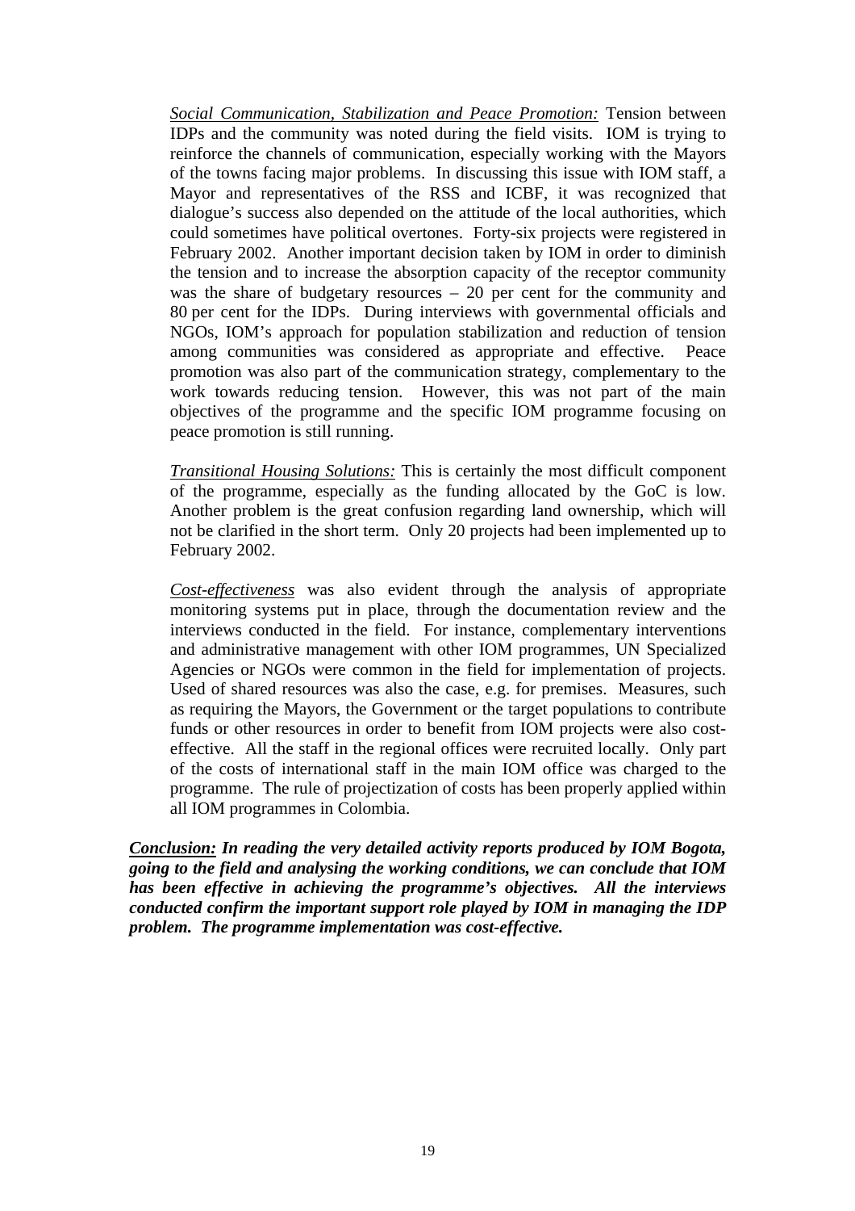*<u>Social Communication, Stabilization and Peace Promotion:</u>* Tension between IDPs and the community was noted during the field visits. IOM is trying to reinforce the channels of communication, especially working with the Mayors of the towns facing major problems. In discussing this issue with IOM staff, a Mayor and representatives of the RSS and ICBF, it was recognized that dialogue's success also depended on the attitude of the local authorities, which could sometimes have political overtones. Forty-six projects were registered in February 2002. Another important decision taken by IOM in order to diminish the tension and to increase the absorption capacity of the receptor community was the share of budgetary resources – 20 per cent for the community and 80 per cent for the IDPs. During interviews with governmental officials and NGOs, IOM's approach for population stabilization and reduction of tension among communities was considered as appropriate and effective. Peace promotion was also part of the communication strategy, complementary to the work towards reducing tension. However, this was not part of the main objectives of the programme and the specific IOM programme focusing on peace promotion is still running.

*<u>Transitional Housing Solutions:</u>* This is certainly the most difficult component of the programme, especially as the funding allocated by the GoC is low. Another problem is the great confusion regarding land ownership, which will not be clarified in the short term. Only 20 projects had been implemented up to February 2002.

*<u>Cost-effectiveness</u>* was also evident through the analysis of appropriate monitoring systems put in place, through the documentation review and the interviews conducted in the field. For instance, complementary interventions and administrative management with other IOM programmes, UN Specialized Agencies or NGOs were common in the field for implementation of projects. Used of shared resources was also the case, e.g. for premises. Measures, such as requiring the Mayors, the Government or the target populations to contribute funds or other resources in order to benefit from IOM projects were also cost-effective. All the staff in the regional offices were recruited locally. Only part of the costs of international staff in the main IOM office was charged to the programme. The rule of projectization of costs has been properly applied within all IOM programmes in Colombia.

***<u>Conclusion:</u> In reading the very detailed activity reports produced by IOM Bogota, going to the field and analysing the working conditions, we can conclude that IOM has been effective in achieving the programme's objectives. All the interviews conducted confirm the important support role played by IOM in managing the IDP problem. The programme implementation was cost-effective.***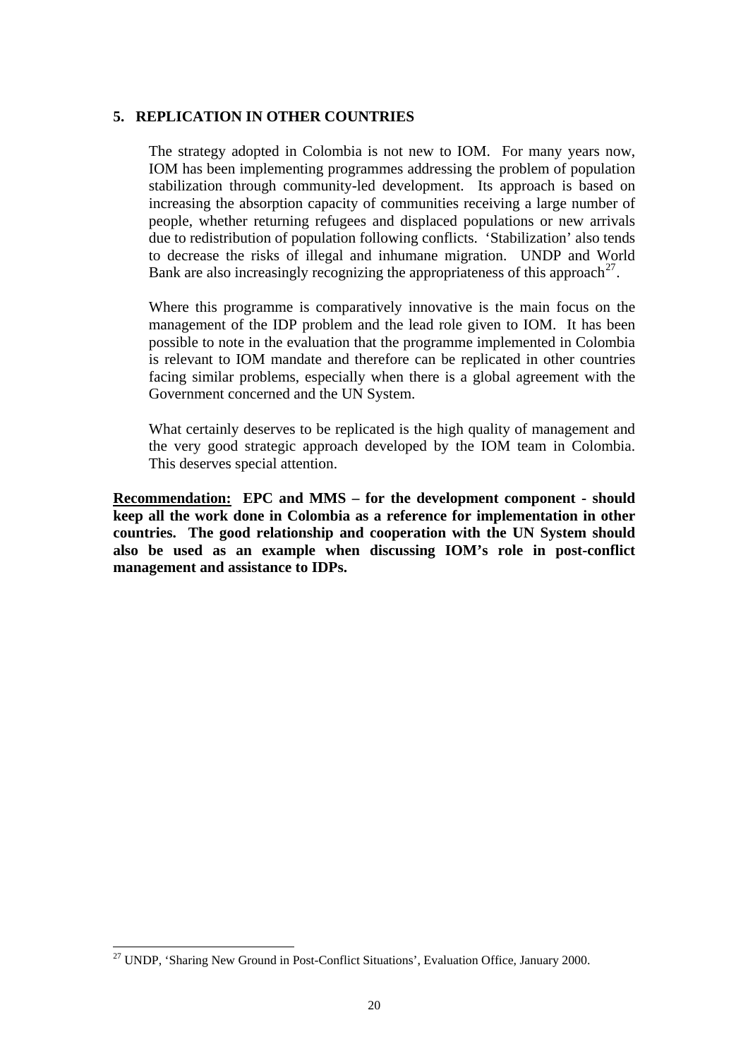## 5. REPLICATION IN OTHER COUNTRIES

The strategy adopted in Colombia is not new to IOM. For many years now, IOM has been implementing programmes addressing the problem of population stabilization through community-led development. Its approach is based on increasing the absorption capacity of communities receiving a large number of people, whether returning refugees and displaced populations or new arrivals due to redistribution of population following conflicts. 'Stabilization' also tends to decrease the risks of illegal and inhumane migration. UNDP and World Bank are also increasingly recognizing the appropriateness of this approach[27].

Where this programme is comparatively innovative is the main focus on the management of the IDP problem and the lead role given to IOM. It has been possible to note in the evaluation that the programme implemented in Colombia is relevant to IOM mandate and therefore can be replicated in other countries facing similar problems, especially when there is a global agreement with the Government concerned and the UN System.

What certainly deserves to be replicated is the high quality of management and the very good strategic approach developed by the IOM team in Colombia. This deserves special attention.

**<u>Recommendation:</u> EPC and MMS – for the development component - should keep all the work done in Colombia as a reference for implementation in other countries. The good relationship and cooperation with the UN System should also be used as an example when discussing IOM's role in post-conflict management and assistance to IDPs.**

---

[27] UNDP, 'Sharing New Ground in Post-Conflict Situations', Evaluation Office, January 2000.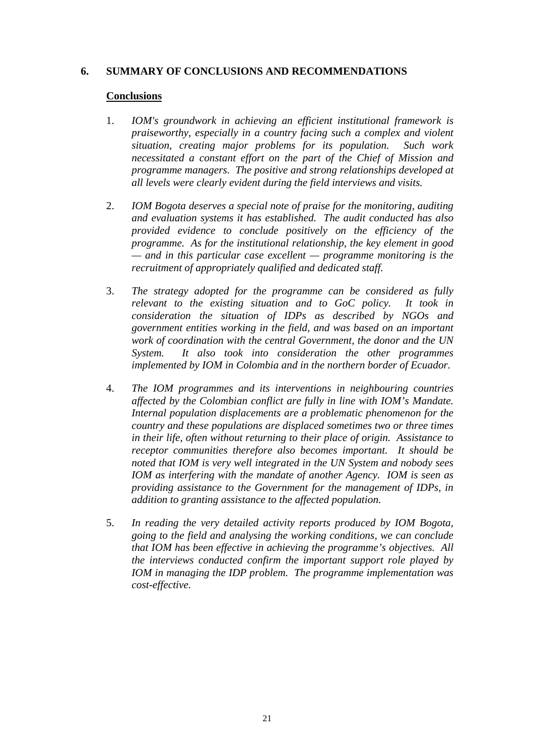## 6. SUMMARY OF CONCLUSIONS AND RECOMMENDATIONS

**<u>Conclusions</u>**

1. *IOM's groundwork in achieving an efficient institutional framework is praiseworthy, especially in a country facing such a complex and violent situation, creating major problems for its population. Such work necessitated a constant effort on the part of the Chief of Mission and programme managers. The positive and strong relationships developed at all levels were clearly evident during the field interviews and visits.*

2. *IOM Bogota deserves a special note of praise for the monitoring, auditing and evaluation systems it has established. The audit conducted has also provided evidence to conclude positively on the efficiency of the programme. As for the institutional relationship, the key element in good — and in this particular case excellent — programme monitoring is the recruitment of appropriately qualified and dedicated staff.*

3. *The strategy adopted for the programme can be considered as fully relevant to the existing situation and to GoC policy. It took in consideration the situation of IDPs as described by NGOs and government entities working in the field, and was based on an important work of coordination with the central Government, the donor and the UN System. It also took into consideration the other programmes implemented by IOM in Colombia and in the northern border of Ecuador.*

4. *The IOM programmes and its interventions in neighbouring countries affected by the Colombian conflict are fully in line with IOM's Mandate. Internal population displacements are a problematic phenomenon for the country and these populations are displaced sometimes two or three times in their life, often without returning to their place of origin. Assistance to receptor communities therefore also becomes important. It should be noted that IOM is very well integrated in the UN System and nobody sees IOM as interfering with the mandate of another Agency. IOM is seen as providing assistance to the Government for the management of IDPs, in addition to granting assistance to the affected population.*

5. *In reading the very detailed activity reports produced by IOM Bogota, going to the field and analysing the working conditions, we can conclude that IOM has been effective in achieving the programme's objectives. All the interviews conducted confirm the important support role played by IOM in managing the IDP problem. The programme implementation was cost-effective.*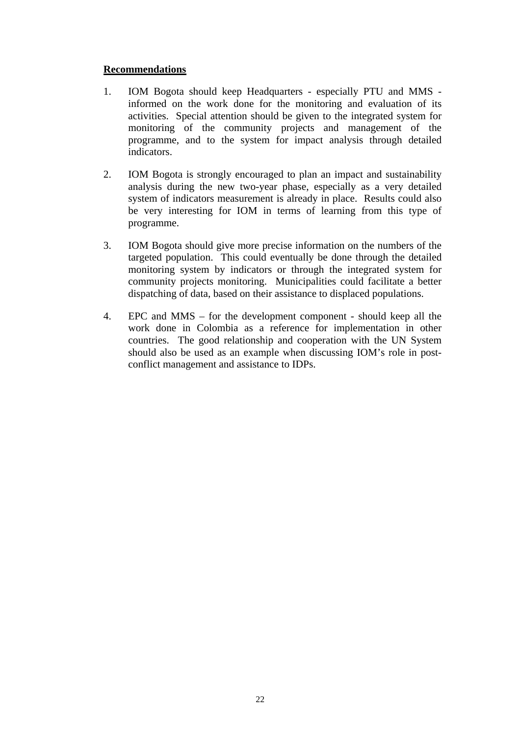**Recommendations**

1. IOM Bogota should keep Headquarters - especially PTU and MMS - informed on the work done for the monitoring and evaluation of its activities. Special attention should be given to the integrated system for monitoring of the community projects and management of the programme, and to the system for impact analysis through detailed indicators.

2. IOM Bogota is strongly encouraged to plan an impact and sustainability analysis during the new two-year phase, especially as a very detailed system of indicators measurement is already in place. Results could also be very interesting for IOM in terms of learning from this type of programme.

3. IOM Bogota should give more precise information on the numbers of the targeted population. This could eventually be done through the detailed monitoring system by indicators or through the integrated system for community projects monitoring. Municipalities could facilitate a better dispatching of data, based on their assistance to displaced populations.

4. EPC and MMS – for the development component - should keep all the work done in Colombia as a reference for implementation in other countries. The good relationship and cooperation with the UN System should also be used as an example when discussing IOM's role in post-conflict management and assistance to IDPs.